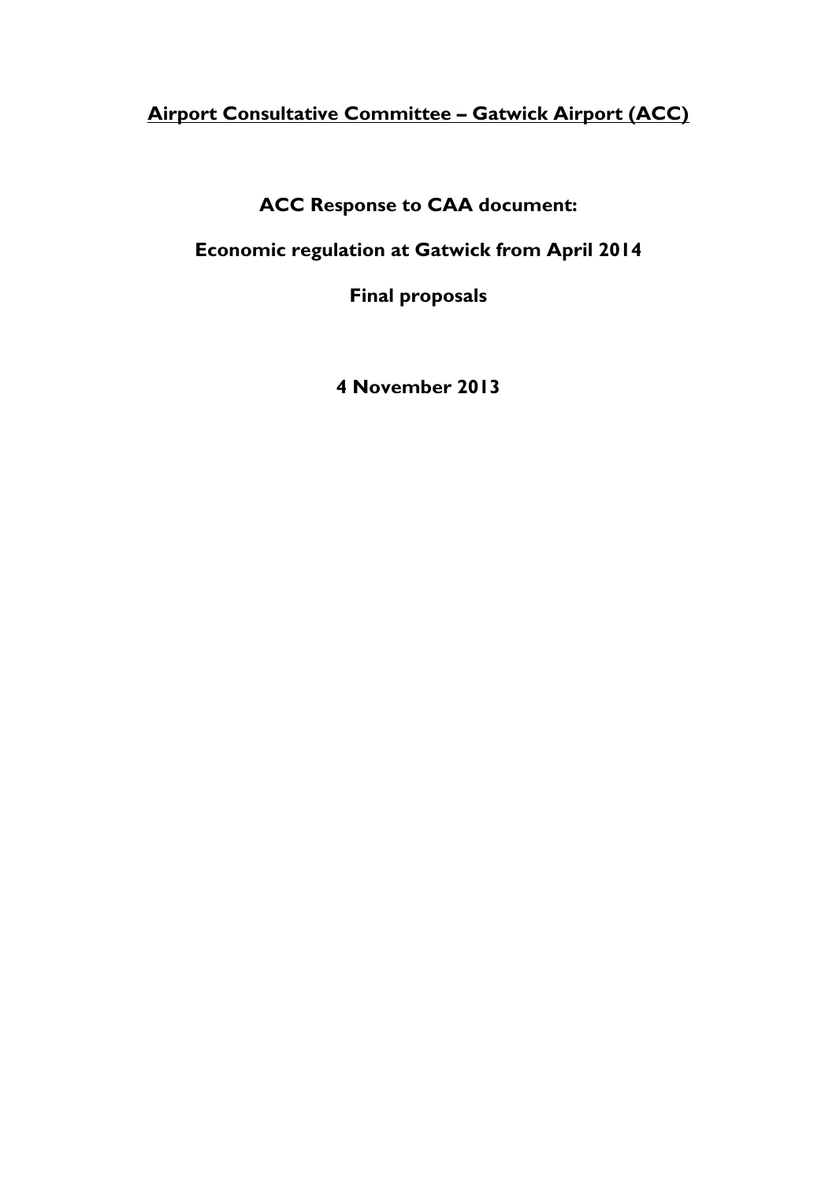# <u>Airport Consultative Committee – Gatwick Airport (ACC)</u>

**ACC Response to CAA document:**

**Economic regulation at Gatwick from April 2014**

**Final proposals**

**4 November 2013**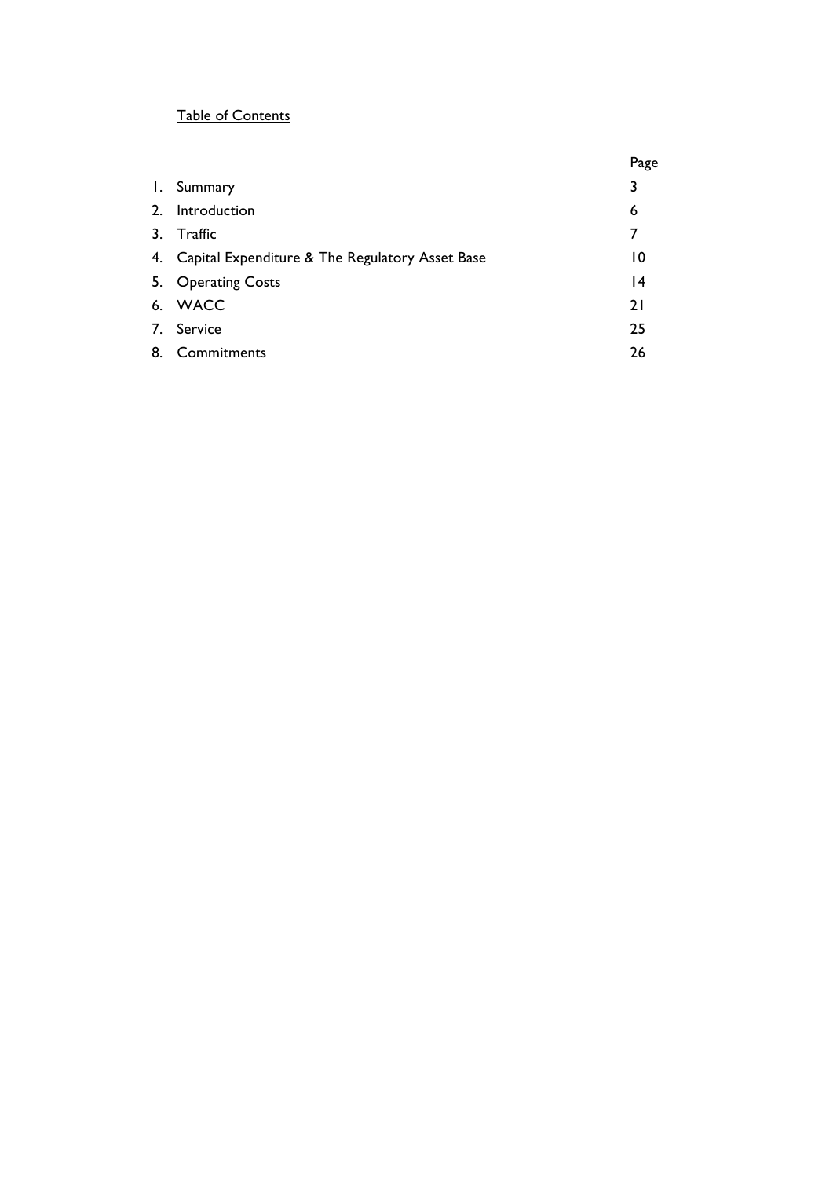Table of Contents

| | | Page |
|---|---|---|
| 1. | Summary | 3 |
| 2. | Introduction | 6 |
| 3. | Traffic | 7 |
| 4. | Capital Expenditure & The Regulatory Asset Base | 10 |
| 5. | Operating Costs | 14 |
| 6. | WACC | 21 |
| 7. | Service | 25 |
| 8. | Commitments | 26 |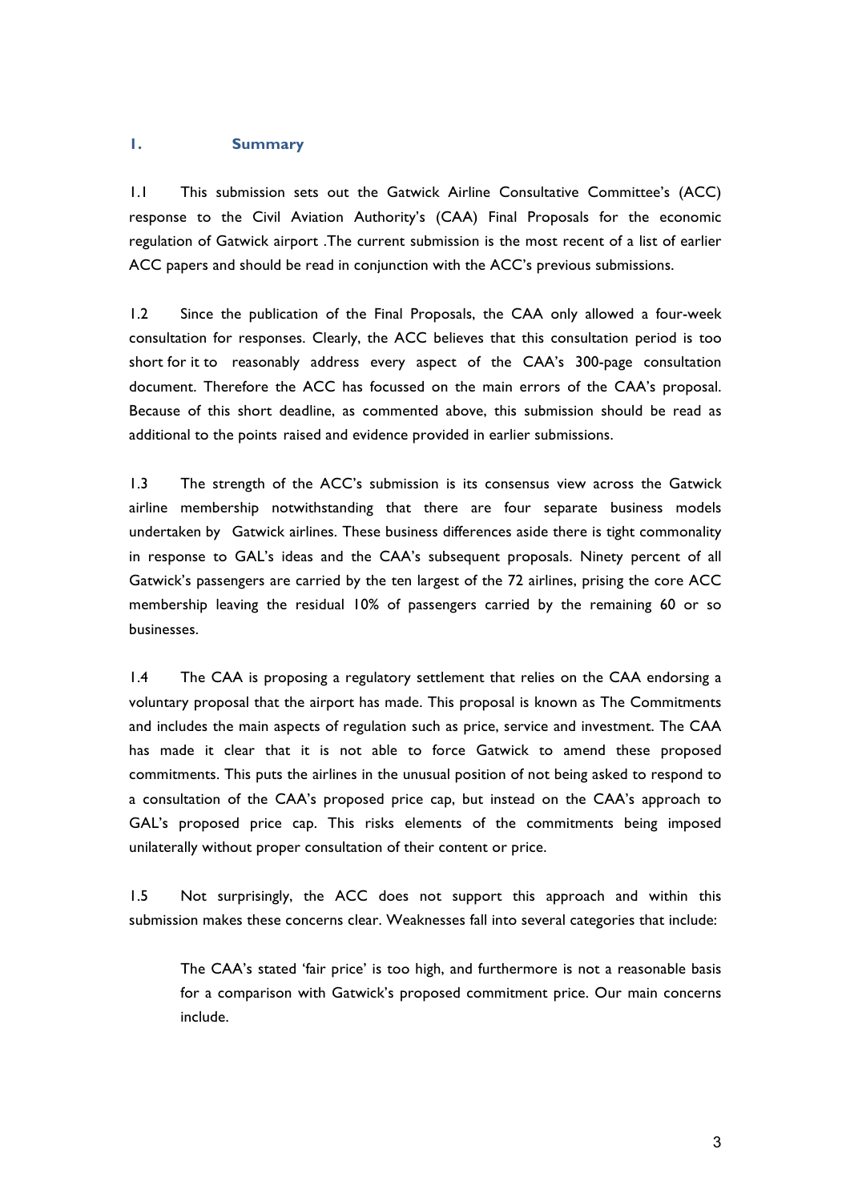## 1. Summary

1.1 This submission sets out the Gatwick Airline Consultative Committee's (ACC) response to the Civil Aviation Authority's (CAA) Final Proposals for the economic regulation of Gatwick airport .The current submission is the most recent of a list of earlier ACC papers and should be read in conjunction with the ACC's previous submissions.

1.2 Since the publication of the Final Proposals, the CAA only allowed a four-week consultation for responses. Clearly, the ACC believes that this consultation period is too short for it to reasonably address every aspect of the CAA's 300-page consultation document. Therefore the ACC has focussed on the main errors of the CAA's proposal. Because of this short deadline, as commented above, this submission should be read as additional to the points raised and evidence provided in earlier submissions.

1.3 The strength of the ACC's submission is its consensus view across the Gatwick airline membership notwithstanding that there are four separate business models undertaken by Gatwick airlines. These business differences aside there is tight commonality in response to GAL's ideas and the CAA's subsequent proposals. Ninety percent of all Gatwick's passengers are carried by the ten largest of the 72 airlines, prising the core ACC membership leaving the residual 10% of passengers carried by the remaining 60 or so businesses.

1.4 The CAA is proposing a regulatory settlement that relies on the CAA endorsing a voluntary proposal that the airport has made. This proposal is known as The Commitments and includes the main aspects of regulation such as price, service and investment. The CAA has made it clear that it is not able to force Gatwick to amend these proposed commitments. This puts the airlines in the unusual position of not being asked to respond to a consultation of the CAA's proposed price cap, but instead on the CAA's approach to GAL's proposed price cap. This risks elements of the commitments being imposed unilaterally without proper consultation of their content or price.

1.5 Not surprisingly, the ACC does not support this approach and within this submission makes these concerns clear. Weaknesses fall into several categories that include:

> The CAA's stated 'fair price' is too high, and furthermore is not a reasonable basis for a comparison with Gatwick's proposed commitment price. Our main concerns include.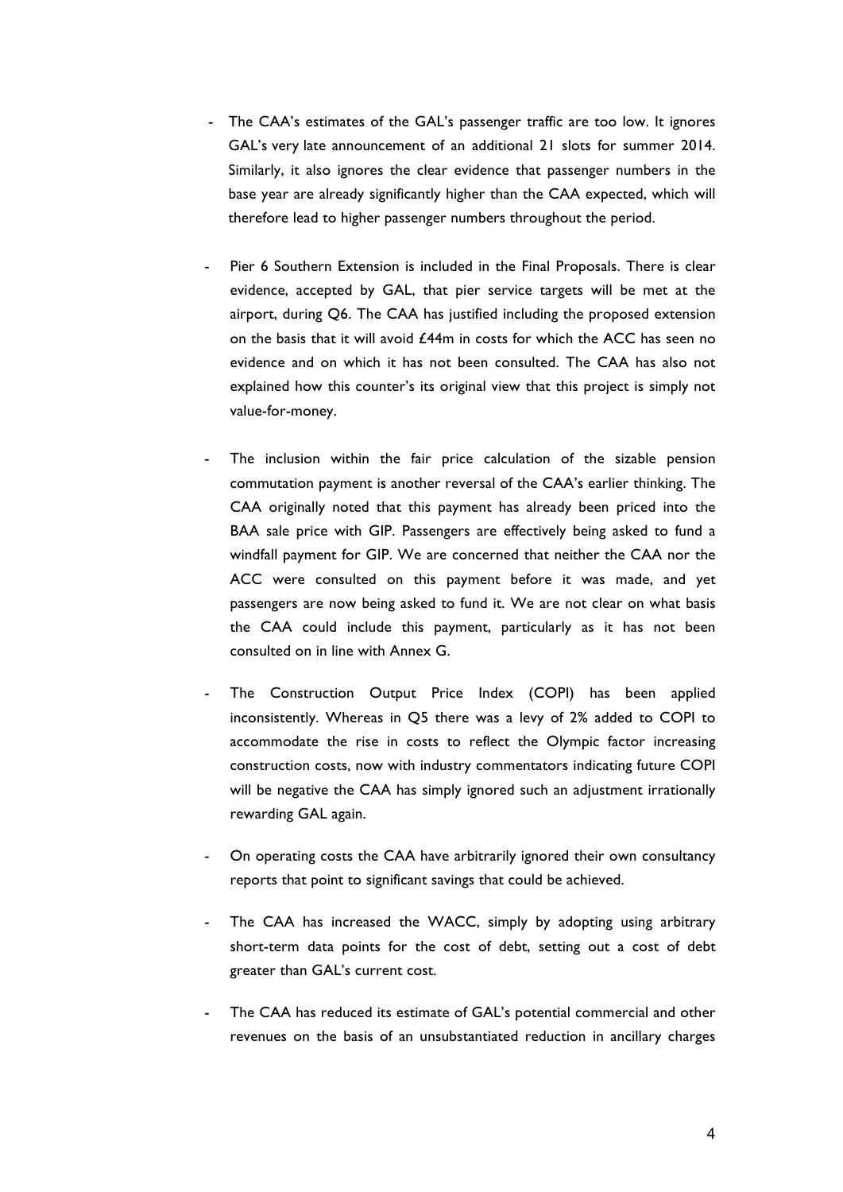- The CAA's estimates of the GAL's passenger traffic are too low. It ignores GAL's very late announcement of an additional 21 slots for summer 2014. Similarly, it also ignores the clear evidence that passenger numbers in the base year are already significantly higher than the CAA expected, which will therefore lead to higher passenger numbers throughout the period.

- Pier 6 Southern Extension is included in the Final Proposals. There is clear evidence, accepted by GAL, that pier service targets will be met at the airport, during Q6. The CAA has justified including the proposed extension on the basis that it will avoid £44m in costs for which the ACC has seen no evidence and on which it has not been consulted. The CAA has also not explained how this counter's its original view that this project is simply not value-for-money.

- The inclusion within the fair price calculation of the sizable pension commutation payment is another reversal of the CAA's earlier thinking. The CAA originally noted that this payment has already been priced into the BAA sale price with GIP. Passengers are effectively being asked to fund a windfall payment for GIP. We are concerned that neither the CAA nor the ACC were consulted on this payment before it was made, and yet passengers are now being asked to fund it. We are not clear on what basis the CAA could include this payment, particularly as it has not been consulted on in line with Annex G.

- The Construction Output Price Index (COPI) has been applied inconsistently. Whereas in Q5 there was a levy of 2% added to COPI to accommodate the rise in costs to reflect the Olympic factor increasing construction costs, now with industry commentators indicating future COPI will be negative the CAA has simply ignored such an adjustment irrationally rewarding GAL again.

- On operating costs the CAA have arbitrarily ignored their own consultancy reports that point to significant savings that could be achieved.

- The CAA has increased the WACC, simply by adopting using arbitrary short-term data points for the cost of debt, setting out a cost of debt greater than GAL's current cost.

- The CAA has reduced its estimate of GAL's potential commercial and other revenues on the basis of an unsubstantiated reduction in ancillary charges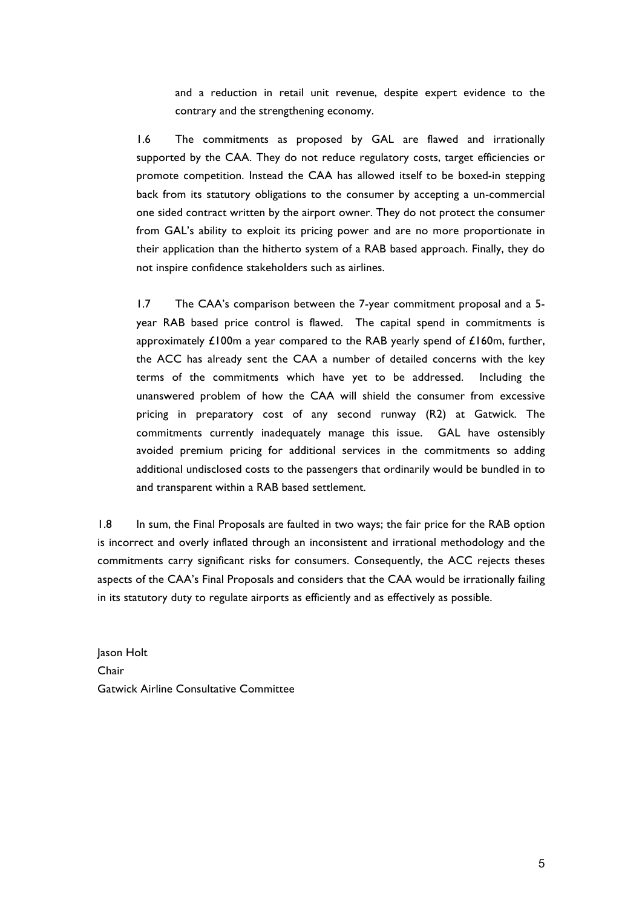and a reduction in retail unit revenue, despite expert evidence to the contrary and the strengthening economy.

1.6 The commitments as proposed by GAL are flawed and irrationally supported by the CAA. They do not reduce regulatory costs, target efficiencies or promote competition. Instead the CAA has allowed itself to be boxed-in stepping back from its statutory obligations to the consumer by accepting a un-commercial one sided contract written by the airport owner. They do not protect the consumer from GAL's ability to exploit its pricing power and are no more proportionate in their application than the hitherto system of a RAB based approach. Finally, they do not inspire confidence stakeholders such as airlines.

1.7 The CAA's comparison between the 7-year commitment proposal and a 5-year RAB based price control is flawed. The capital spend in commitments is approximately £100m a year compared to the RAB yearly spend of £160m, further, the ACC has already sent the CAA a number of detailed concerns with the key terms of the commitments which have yet to be addressed. Including the unanswered problem of how the CAA will shield the consumer from excessive pricing in preparatory cost of any second runway (R2) at Gatwick. The commitments currently inadequately manage this issue. GAL have ostensibly avoided premium pricing for additional services in the commitments so adding additional undisclosed costs to the passengers that ordinarily would be bundled in to and transparent within a RAB based settlement.

1.8 In sum, the Final Proposals are faulted in two ways; the fair price for the RAB option is incorrect and overly inflated through an inconsistent and irrational methodology and the commitments carry significant risks for consumers. Consequently, the ACC rejects theses aspects of the CAA's Final Proposals and considers that the CAA would be irrationally failing in its statutory duty to regulate airports as efficiently and as effectively as possible.

Jason Holt
Chair
Gatwick Airline Consultative Committee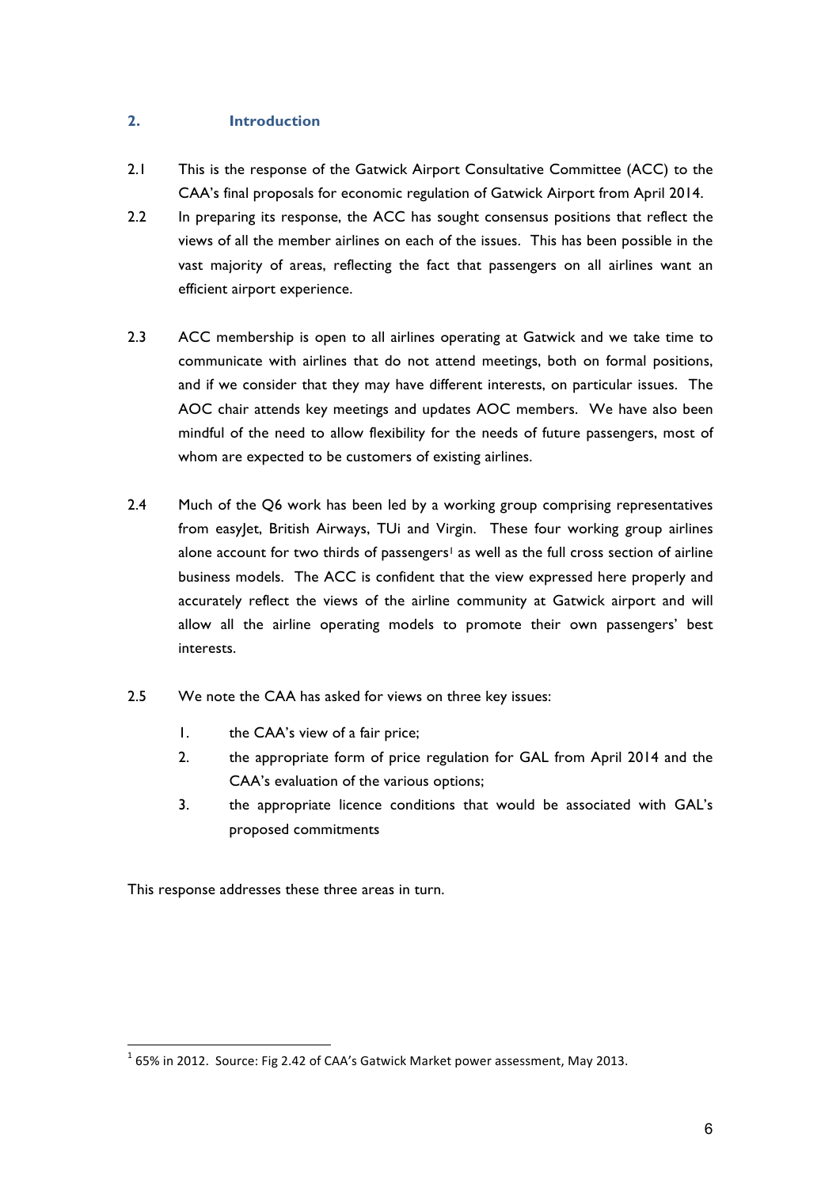## 2. Introduction

2.1 This is the response of the Gatwick Airport Consultative Committee (ACC) to the CAA's final proposals for economic regulation of Gatwick Airport from April 2014.

2.2 In preparing its response, the ACC has sought consensus positions that reflect the views of all the member airlines on each of the issues. This has been possible in the vast majority of areas, reflecting the fact that passengers on all airlines want an efficient airport experience.

2.3 ACC membership is open to all airlines operating at Gatwick and we take time to communicate with airlines that do not attend meetings, both on formal positions, and if we consider that they may have different interests, on particular issues. The AOC chair attends key meetings and updates AOC members. We have also been mindful of the need to allow flexibility for the needs of future passengers, most of whom are expected to be customers of existing airlines.

2.4 Much of the Q6 work has been led by a working group comprising representatives from easyJet, British Airways, TUi and Virgin. These four working group airlines alone account for two thirds of passengers[1] as well as the full cross section of airline business models. The ACC is confident that the view expressed here properly and accurately reflect the views of the airline community at Gatwick airport and will allow all the airline operating models to promote their own passengers' best interests.

2.5 We note the CAA has asked for views on three key issues:

1. the CAA's view of a fair price;
2. the appropriate form of price regulation for GAL from April 2014 and the CAA's evaluation of the various options;
3. the appropriate licence conditions that would be associated with GAL's proposed commitments

This response addresses these three areas in turn.

---

[1] 65% in 2012. Source: Fig 2.42 of CAA's Gatwick Market power assessment, May 2013.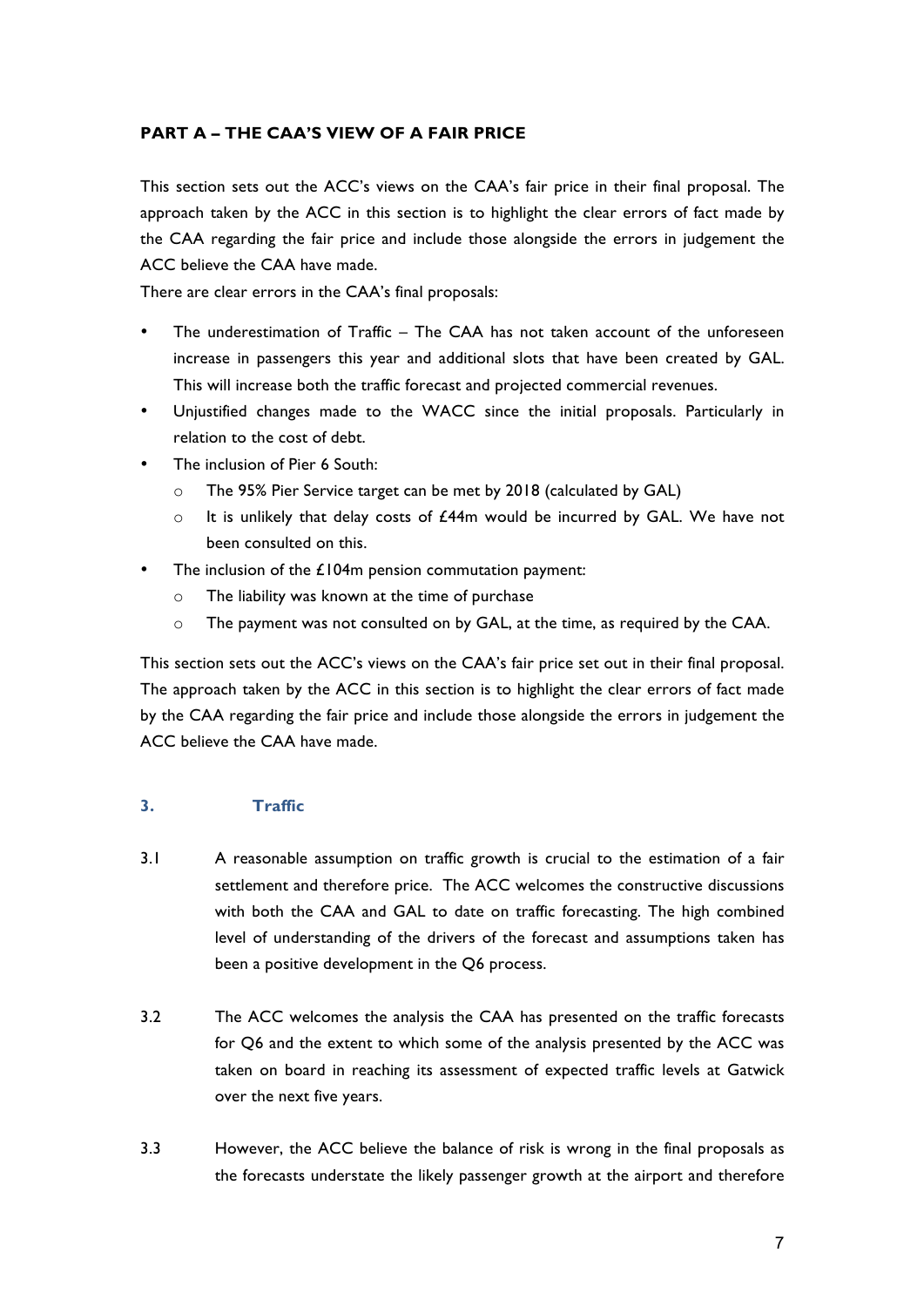## PART A – THE CAA'S VIEW OF A FAIR PRICE

This section sets out the ACC's views on the CAA's fair price in their final proposal. The approach taken by the ACC in this section is to highlight the clear errors of fact made by the CAA regarding the fair price and include those alongside the errors in judgement the ACC believe the CAA have made.

There are clear errors in the CAA's final proposals:

- The underestimation of Traffic – The CAA has not taken account of the unforeseen increase in passengers this year and additional slots that have been created by GAL. This will increase both the traffic forecast and projected commercial revenues.
- Unjustified changes made to the WACC since the initial proposals. Particularly in relation to the cost of debt.
- The inclusion of Pier 6 South:
  - The 95% Pier Service target can be met by 2018 (calculated by GAL)
  - It is unlikely that delay costs of £44m would be incurred by GAL. We have not been consulted on this.
- The inclusion of the £104m pension commutation payment:
  - The liability was known at the time of purchase
  - The payment was not consulted on by GAL, at the time, as required by the CAA.

This section sets out the ACC's views on the CAA's fair price set out in their final proposal. The approach taken by the ACC in this section is to highlight the clear errors of fact made by the CAA regarding the fair price and include those alongside the errors in judgement the ACC believe the CAA have made.

### 3. Traffic

3.1 A reasonable assumption on traffic growth is crucial to the estimation of a fair settlement and therefore price. The ACC welcomes the constructive discussions with both the CAA and GAL to date on traffic forecasting. The high combined level of understanding of the drivers of the forecast and assumptions taken has been a positive development in the Q6 process.

3.2 The ACC welcomes the analysis the CAA has presented on the traffic forecasts for Q6 and the extent to which some of the analysis presented by the ACC was taken on board in reaching its assessment of expected traffic levels at Gatwick over the next five years.

3.3 However, the ACC believe the balance of risk is wrong in the final proposals as the forecasts understate the likely passenger growth at the airport and therefore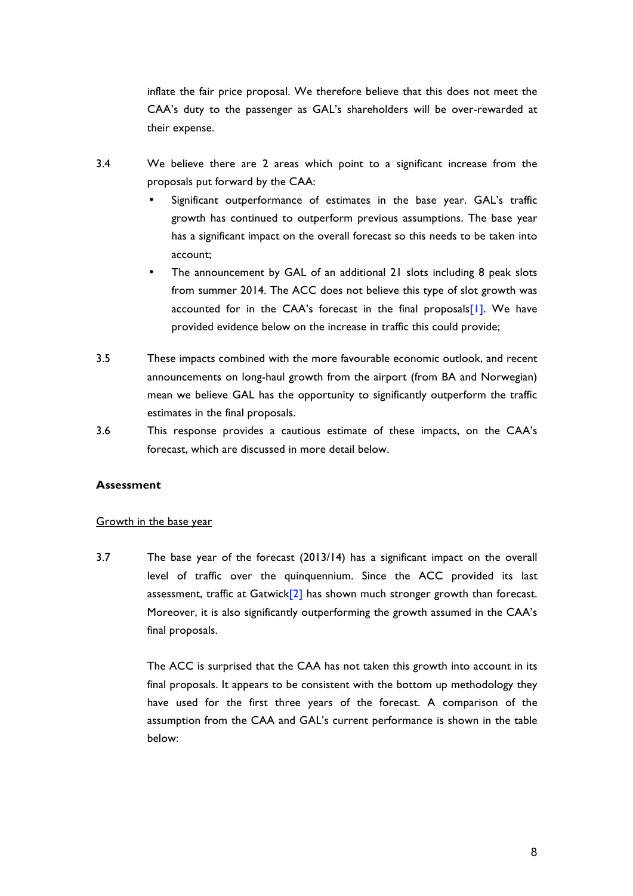inflate the fair price proposal. We therefore believe that this does not meet the CAA's duty to the passenger as GAL's shareholders will be over-rewarded at their expense.

3.4 We believe there are 2 areas which point to a significant increase from the proposals put forward by the CAA:

- Significant outperformance of estimates in the base year. GAL's traffic growth has continued to outperform previous assumptions. The base year has a significant impact on the overall forecast so this needs to be taken into account;
- The announcement by GAL of an additional 21 slots including 8 peak slots from summer 2014. The ACC does not believe this type of slot growth was accounted for in the CAA's forecast in the final proposals[1]. We have provided evidence below on the increase in traffic this could provide;

3.5 These impacts combined with the more favourable economic outlook, and recent announcements on long-haul growth from the airport (from BA and Norwegian) mean we believe GAL has the opportunity to significantly outperform the traffic estimates in the final proposals.

3.6 This response provides a cautious estimate of these impacts, on the CAA's forecast, which are discussed in more detail below.

**Assessment**

Growth in the base year

3.7 The base year of the forecast (2013/14) has a significant impact on the overall level of traffic over the quinquennium. Since the ACC provided its last assessment, traffic at Gatwick[2] has shown much stronger growth than forecast. Moreover, it is also significantly outperforming the growth assumed in the CAA's final proposals.

The ACC is surprised that the CAA has not taken this growth into account in its final proposals. It appears to be consistent with the bottom up methodology they have used for the first three years of the forecast. A comparison of the assumption from the CAA and GAL's current performance is shown in the table below: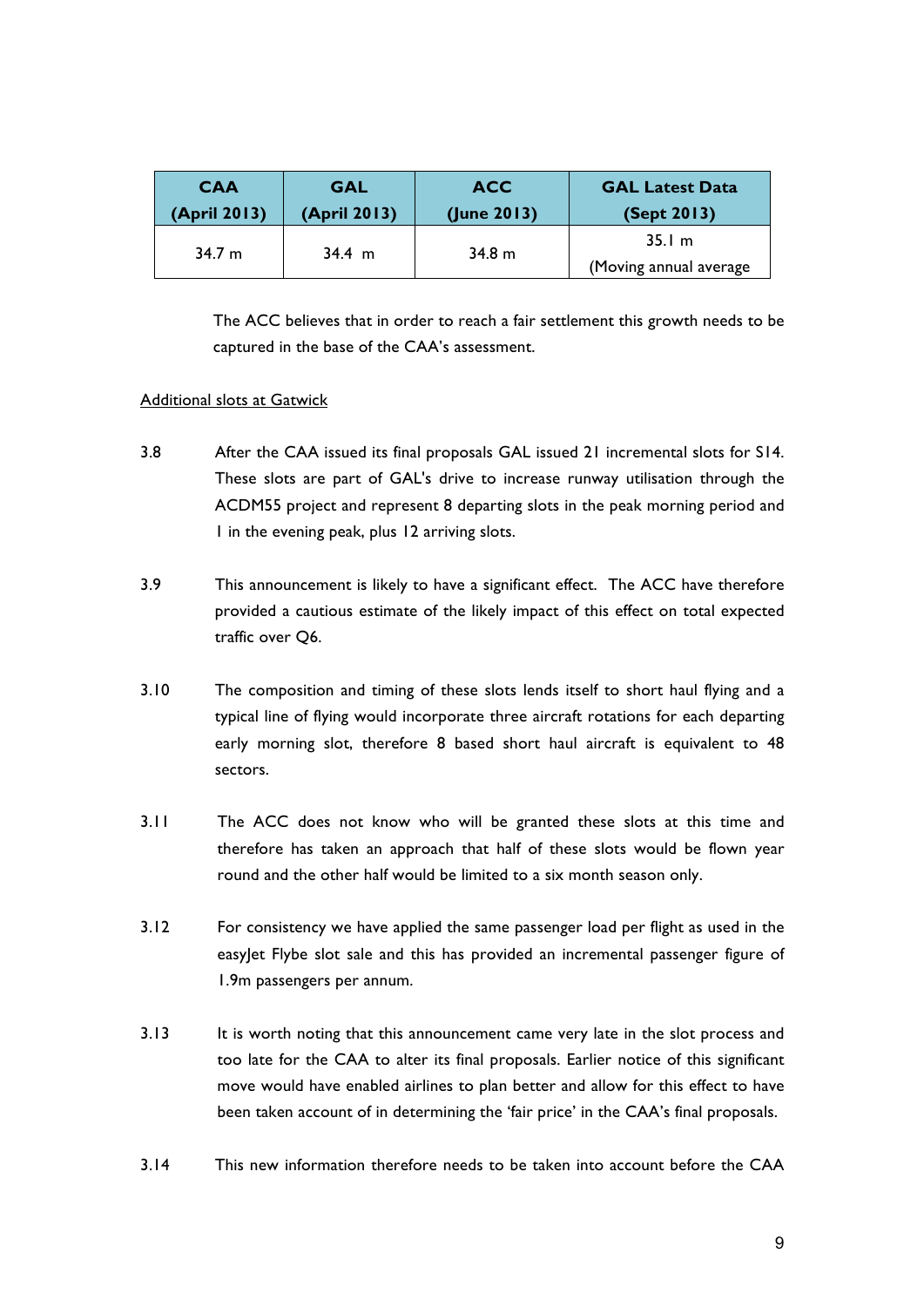| CAA (April 2013) | GAL (April 2013) | ACC (June 2013) | GAL Latest Data (Sept 2013) |
|---|---|---|---|
| 34.7 m | 34.4 m | 34.8 m | 35.1 m (Moving annual average |

The ACC believes that in order to reach a fair settlement this growth needs to be captured in the base of the CAA's assessment.

Additional slots at Gatwick

3.8 After the CAA issued its final proposals GAL issued 21 incremental slots for S14. These slots are part of GAL's drive to increase runway utilisation through the ACDM55 project and represent 8 departing slots in the peak morning period and 1 in the evening peak, plus 12 arriving slots.

3.9 This announcement is likely to have a significant effect. The ACC have therefore provided a cautious estimate of the likely impact of this effect on total expected traffic over Q6.

3.10 The composition and timing of these slots lends itself to short haul flying and a typical line of flying would incorporate three aircraft rotations for each departing early morning slot, therefore 8 based short haul aircraft is equivalent to 48 sectors.

3.11 The ACC does not know who will be granted these slots at this time and therefore has taken an approach that half of these slots would be flown year round and the other half would be limited to a six month season only.

3.12 For consistency we have applied the same passenger load per flight as used in the easyJet Flybe slot sale and this has provided an incremental passenger figure of 1.9m passengers per annum.

3.13 It is worth noting that this announcement came very late in the slot process and too late for the CAA to alter its final proposals. Earlier notice of this significant move would have enabled airlines to plan better and allow for this effect to have been taken account of in determining the 'fair price' in the CAA's final proposals.

3.14 This new information therefore needs to be taken into account before the CAA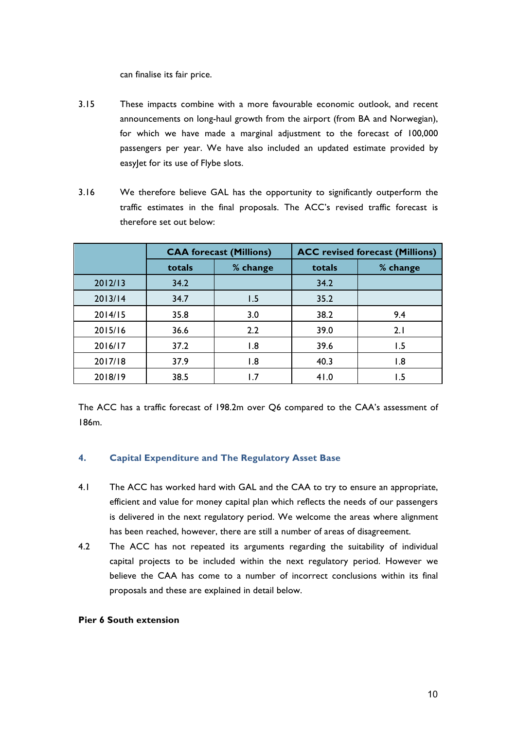can finalise its fair price.

3.15 These impacts combine with a more favourable economic outlook, and recent announcements on long-haul growth from the airport (from BA and Norwegian), for which we have made a marginal adjustment to the forecast of 100,000 passengers per year. We have also included an updated estimate provided by easyJet for its use of Flybe slots.

3.16 We therefore believe GAL has the opportunity to significantly outperform the traffic estimates in the final proposals. The ACC's revised traffic forecast is therefore set out below:

| | CAA forecast (Millions) | | ACC revised forecast (Millions) | |
|---|---|---|---|---|
| | totals | % change | totals | % change |
| 2012/13 | 34.2 | | 34.2 | |
| 2013/14 | 34.7 | 1.5 | 35.2 | |
| 2014/15 | 35.8 | 3.0 | 38.2 | 9.4 |
| 2015/16 | 36.6 | 2.2 | 39.0 | 2.1 |
| 2016/17 | 37.2 | 1.8 | 39.6 | 1.5 |
| 2017/18 | 37.9 | 1.8 | 40.3 | 1.8 |
| 2018/19 | 38.5 | 1.7 | 41.0 | 1.5 |

The ACC has a traffic forecast of 198.2m over Q6 compared to the CAA's assessment of 186m.

## 4. Capital Expenditure and The Regulatory Asset Base

4.1 The ACC has worked hard with GAL and the CAA to try to ensure an appropriate, efficient and value for money capital plan which reflects the needs of our passengers is delivered in the next regulatory period. We welcome the areas where alignment has been reached, however, there are still a number of areas of disagreement.

4.2 The ACC has not repeated its arguments regarding the suitability of individual capital projects to be included within the next regulatory period. However we believe the CAA has come to a number of incorrect conclusions within its final proposals and these are explained in detail below.

**Pier 6 South extension**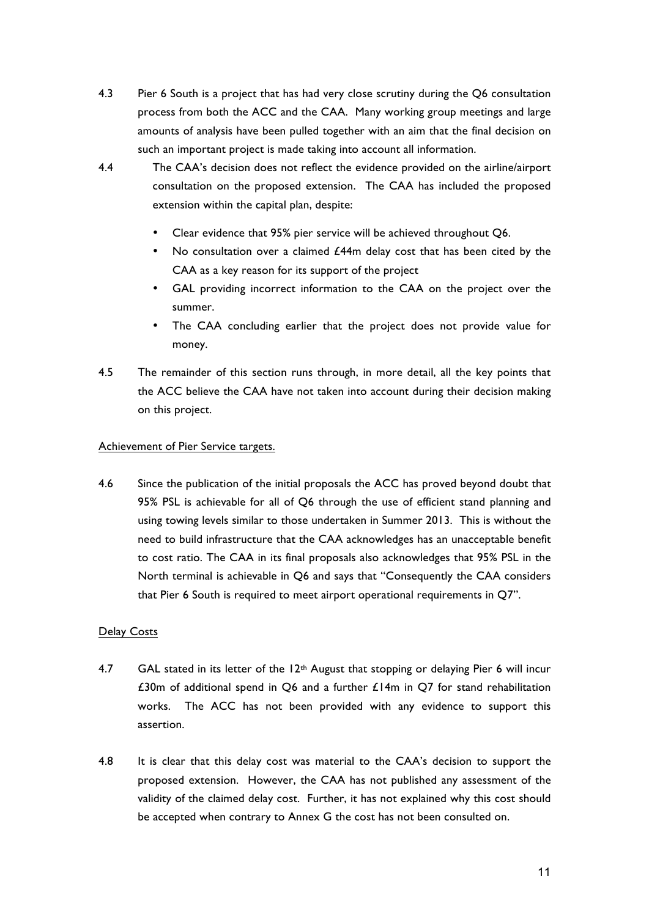4.3 Pier 6 South is a project that has had very close scrutiny during the Q6 consultation process from both the ACC and the CAA. Many working group meetings and large amounts of analysis have been pulled together with an aim that the final decision on such an important project is made taking into account all information.

4.4 The CAA's decision does not reflect the evidence provided on the airline/airport consultation on the proposed extension. The CAA has included the proposed extension within the capital plan, despite:

- Clear evidence that 95% pier service will be achieved throughout Q6.
- No consultation over a claimed £44m delay cost that has been cited by the CAA as a key reason for its support of the project
- GAL providing incorrect information to the CAA on the project over the summer.
- The CAA concluding earlier that the project does not provide value for money.

4.5 The remainder of this section runs through, in more detail, all the key points that the ACC believe the CAA have not taken into account during their decision making on this project.

<u>Achievement of Pier Service targets.</u>

4.6 Since the publication of the initial proposals the ACC has proved beyond doubt that 95% PSL is achievable for all of Q6 through the use of efficient stand planning and using towing levels similar to those undertaken in Summer 2013. This is without the need to build infrastructure that the CAA acknowledges has an unacceptable benefit to cost ratio. The CAA in its final proposals also acknowledges that 95% PSL in the North terminal is achievable in Q6 and says that "Consequently the CAA considers that Pier 6 South is required to meet airport operational requirements in Q7".

<u>Delay Costs</u>

4.7 GAL stated in its letter of the 12th August that stopping or delaying Pier 6 will incur £30m of additional spend in Q6 and a further £14m in Q7 for stand rehabilitation works. The ACC has not been provided with any evidence to support this assertion.

4.8 It is clear that this delay cost was material to the CAA's decision to support the proposed extension. However, the CAA has not published any assessment of the validity of the claimed delay cost. Further, it has not explained why this cost should be accepted when contrary to Annex G the cost has not been consulted on.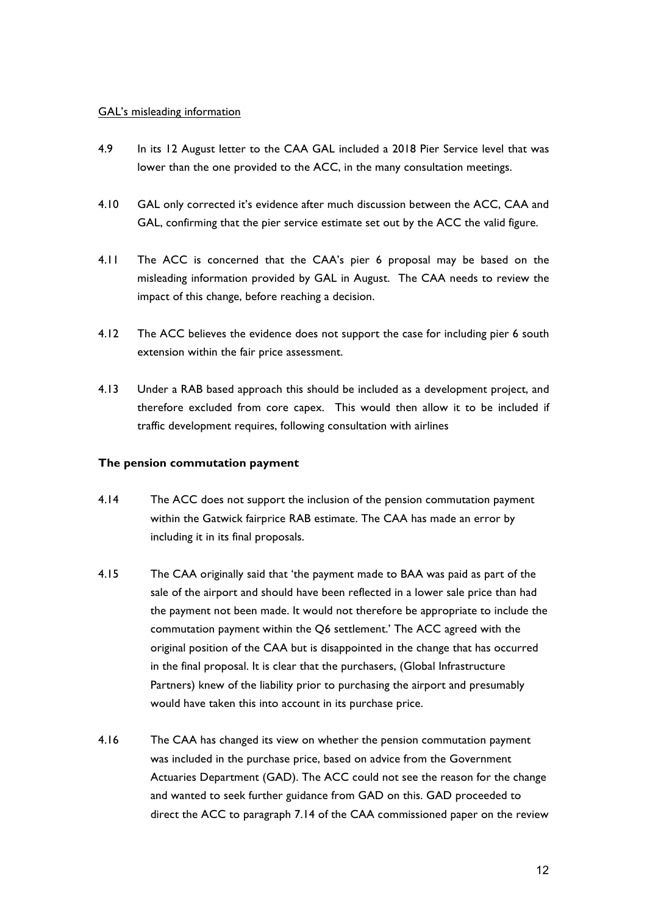GAL's misleading information

4.9 In its 12 August letter to the CAA GAL included a 2018 Pier Service level that was lower than the one provided to the ACC, in the many consultation meetings.

4.10 GAL only corrected it's evidence after much discussion between the ACC, CAA and GAL, confirming that the pier service estimate set out by the ACC the valid figure.

4.11 The ACC is concerned that the CAA's pier 6 proposal may be based on the misleading information provided by GAL in August. The CAA needs to review the impact of this change, before reaching a decision.

4.12 The ACC believes the evidence does not support the case for including pier 6 south extension within the fair price assessment.

4.13 Under a RAB based approach this should be included as a development project, and therefore excluded from core capex. This would then allow it to be included if traffic development requires, following consultation with airlines

**The pension commutation payment**

4.14 The ACC does not support the inclusion of the pension commutation payment within the Gatwick fairprice RAB estimate. The CAA has made an error by including it in its final proposals.

4.15 The CAA originally said that 'the payment made to BAA was paid as part of the sale of the airport and should have been reflected in a lower sale price than had the payment not been made. It would not therefore be appropriate to include the commutation payment within the Q6 settlement.' The ACC agreed with the original position of the CAA but is disappointed in the change that has occurred in the final proposal. It is clear that the purchasers, (Global Infrastructure Partners) knew of the liability prior to purchasing the airport and presumably would have taken this into account in its purchase price.

4.16 The CAA has changed its view on whether the pension commutation payment was included in the purchase price, based on advice from the Government Actuaries Department (GAD). The ACC could not see the reason for the change and wanted to seek further guidance from GAD on this. GAD proceeded to direct the ACC to paragraph 7.14 of the CAA commissioned paper on the review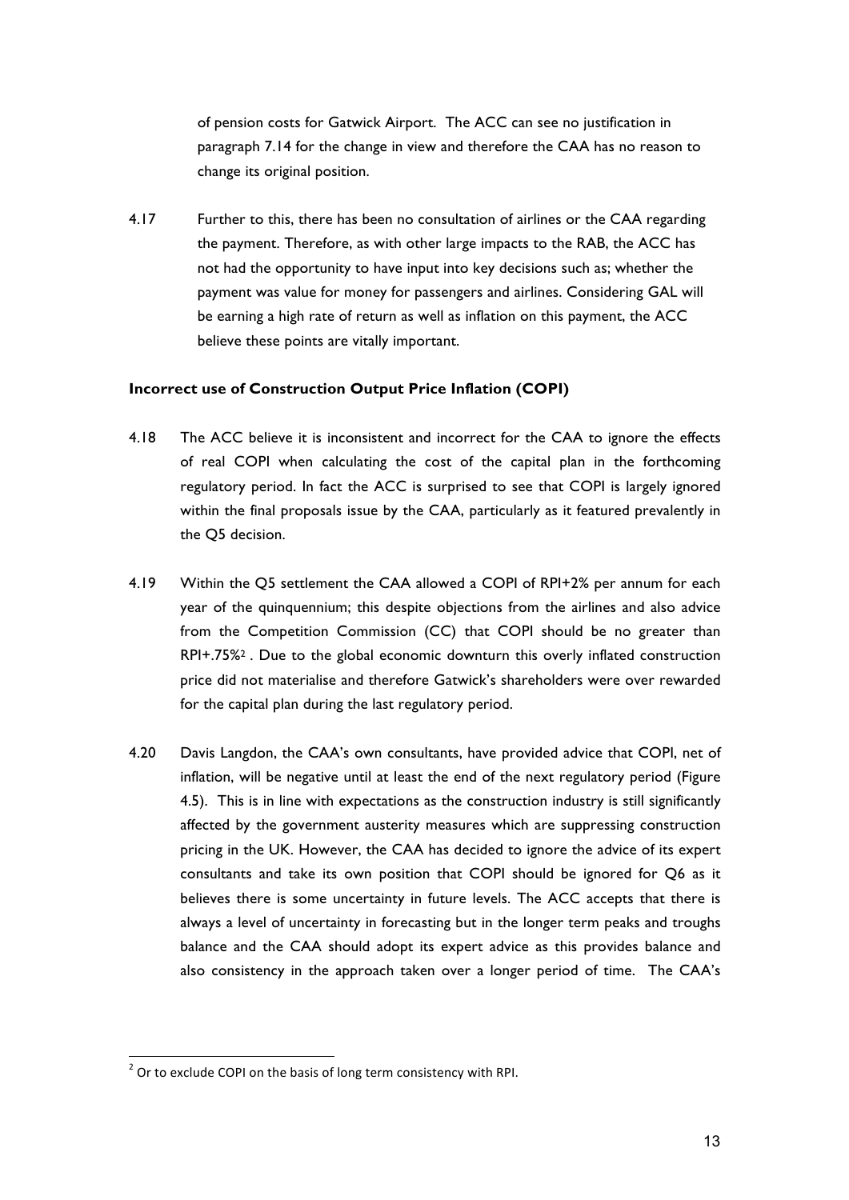of pension costs for Gatwick Airport. The ACC can see no justification in paragraph 7.14 for the change in view and therefore the CAA has no reason to change its original position.

4.17 Further to this, there has been no consultation of airlines or the CAA regarding the payment. Therefore, as with other large impacts to the RAB, the ACC has not had the opportunity to have input into key decisions such as; whether the payment was value for money for passengers and airlines. Considering GAL will be earning a high rate of return as well as inflation on this payment, the ACC believe these points are vitally important.

**Incorrect use of Construction Output Price Inflation (COPI)**

4.18 The ACC believe it is inconsistent and incorrect for the CAA to ignore the effects of real COPI when calculating the cost of the capital plan in the forthcoming regulatory period. In fact the ACC is surprised to see that COPI is largely ignored within the final proposals issue by the CAA, particularly as it featured prevalently in the Q5 decision.

4.19 Within the Q5 settlement the CAA allowed a COPI of RPI+2% per annum for each year of the quinquennium; this despite objections from the airlines and also advice from the Competition Commission (CC) that COPI should be no greater than RPI+.75%[2] . Due to the global economic downturn this overly inflated construction price did not materialise and therefore Gatwick's shareholders were over rewarded for the capital plan during the last regulatory period.

4.20 Davis Langdon, the CAA's own consultants, have provided advice that COPI, net of inflation, will be negative until at least the end of the next regulatory period (Figure 4.5). This is in line with expectations as the construction industry is still significantly affected by the government austerity measures which are suppressing construction pricing in the UK. However, the CAA has decided to ignore the advice of its expert consultants and take its own position that COPI should be ignored for Q6 as it believes there is some uncertainty in future levels. The ACC accepts that there is always a level of uncertainty in forecasting but in the longer term peaks and troughs balance and the CAA should adopt its expert advice as this provides balance and also consistency in the approach taken over a longer period of time. The CAA's

[2] Or to exclude COPI on the basis of long term consistency with RPI.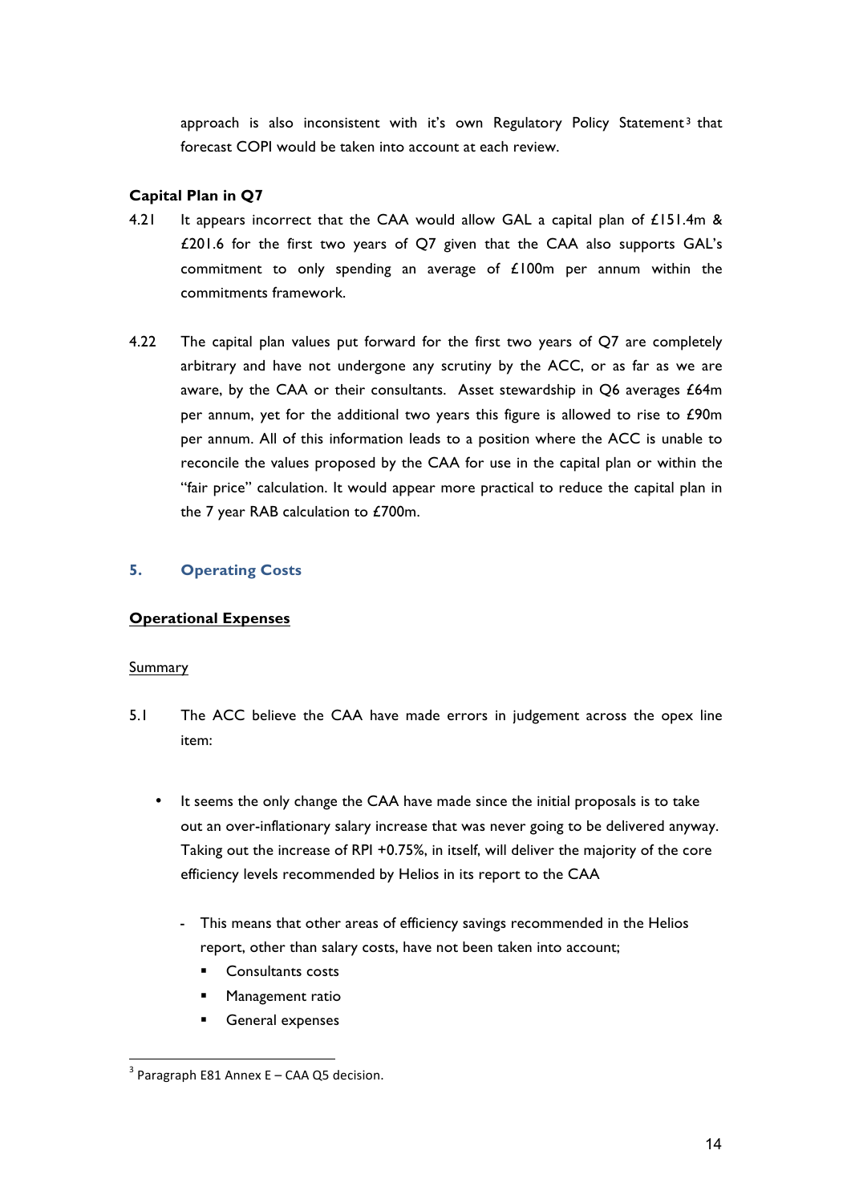approach is also inconsistent with it's own Regulatory Policy Statement[3] that forecast COPI would be taken into account at each review.

**Capital Plan in Q7**

4.21 It appears incorrect that the CAA would allow GAL a capital plan of £151.4m & £201.6 for the first two years of Q7 given that the CAA also supports GAL's commitment to only spending an average of £100m per annum within the commitments framework.

4.22 The capital plan values put forward for the first two years of Q7 are completely arbitrary and have not undergone any scrutiny by the ACC, or as far as we are aware, by the CAA or their consultants. Asset stewardship in Q6 averages £64m per annum, yet for the additional two years this figure is allowed to rise to £90m per annum. All of this information leads to a position where the ACC is unable to reconcile the values proposed by the CAA for use in the capital plan or within the "fair price" calculation. It would appear more practical to reduce the capital plan in the 7 year RAB calculation to £700m.

## 5. Operating Costs

**Operational Expenses**

Summary

5.1 The ACC believe the CAA have made errors in judgement across the opex line item:

- It seems the only change the CAA have made since the initial proposals is to take out an over-inflationary salary increase that was never going to be delivered anyway. Taking out the increase of RPI +0.75%, in itself, will deliver the majority of the core efficiency levels recommended by Helios in its report to the CAA
  - This means that other areas of efficiency savings recommended in the Helios report, other than salary costs, have not been taken into account;
    - Consultants costs
    - Management ratio
    - General expenses

[3] Paragraph E81 Annex E – CAA Q5 decision.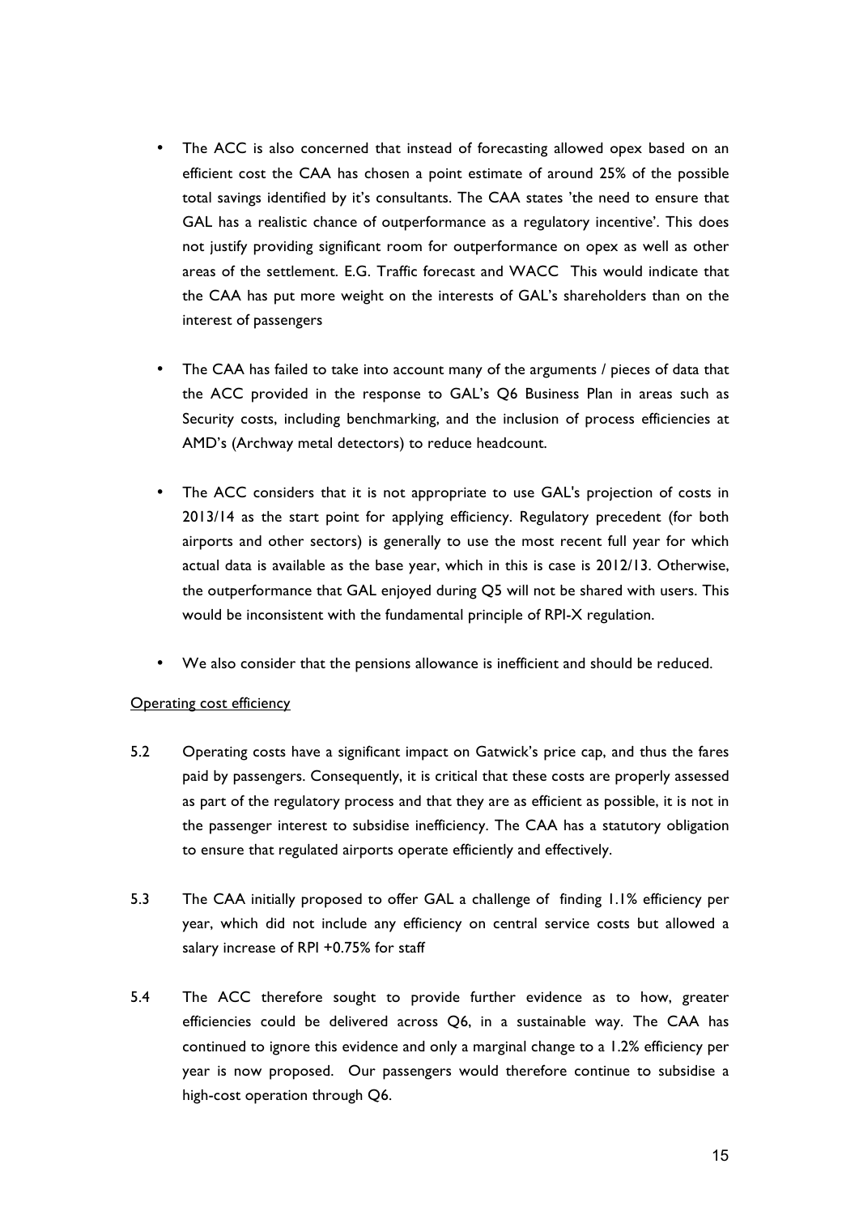- The ACC is also concerned that instead of forecasting allowed opex based on an efficient cost the CAA has chosen a point estimate of around 25% of the possible total savings identified by it's consultants. The CAA states 'the need to ensure that GAL has a realistic chance of outperformance as a regulatory incentive'. This does not justify providing significant room for outperformance on opex as well as other areas of the settlement. E.G. Traffic forecast and WACC This would indicate that the CAA has put more weight on the interests of GAL's shareholders than on the interest of passengers

- The CAA has failed to take into account many of the arguments / pieces of data that the ACC provided in the response to GAL's Q6 Business Plan in areas such as Security costs, including benchmarking, and the inclusion of process efficiencies at AMD's (Archway metal detectors) to reduce headcount.

- The ACC considers that it is not appropriate to use GAL's projection of costs in 2013/14 as the start point for applying efficiency. Regulatory precedent (for both airports and other sectors) is generally to use the most recent full year for which actual data is available as the base year, which in this is case is 2012/13. Otherwise, the outperformance that GAL enjoyed during Q5 will not be shared with users. This would be inconsistent with the fundamental principle of RPI-X regulation.

- We also consider that the pensions allowance is inefficient and should be reduced.

<u>Operating cost efficiency</u>

5.2 Operating costs have a significant impact on Gatwick's price cap, and thus the fares paid by passengers. Consequently, it is critical that these costs are properly assessed as part of the regulatory process and that they are as efficient as possible, it is not in the passenger interest to subsidise inefficiency. The CAA has a statutory obligation to ensure that regulated airports operate efficiently and effectively.

5.3 The CAA initially proposed to offer GAL a challenge of finding 1.1% efficiency per year, which did not include any efficiency on central service costs but allowed a salary increase of RPI +0.75% for staff

5.4 The ACC therefore sought to provide further evidence as to how, greater efficiencies could be delivered across Q6, in a sustainable way. The CAA has continued to ignore this evidence and only a marginal change to a 1.2% efficiency per year is now proposed. Our passengers would therefore continue to subsidise a high-cost operation through Q6.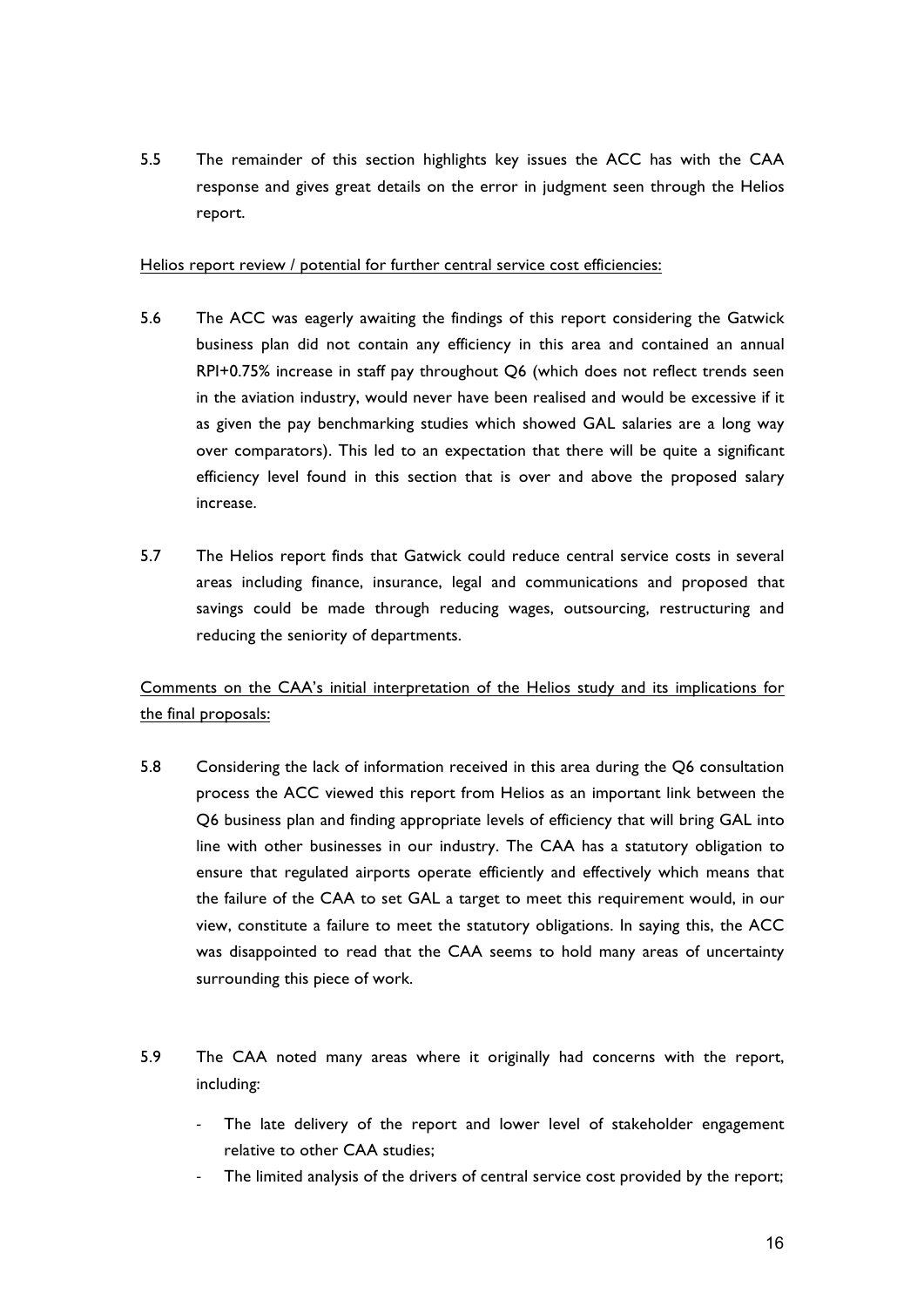5.5 The remainder of this section highlights key issues the ACC has with the CAA response and gives great details on the error in judgment seen through the Helios report.

Helios report review / potential for further central service cost efficiencies:

5.6 The ACC was eagerly awaiting the findings of this report considering the Gatwick business plan did not contain any efficiency in this area and contained an annual RPI+0.75% increase in staff pay throughout Q6 (which does not reflect trends seen in the aviation industry, would never have been realised and would be excessive if it as given the pay benchmarking studies which showed GAL salaries are a long way over comparators). This led to an expectation that there will be quite a significant efficiency level found in this section that is over and above the proposed salary increase.

5.7 The Helios report finds that Gatwick could reduce central service costs in several areas including finance, insurance, legal and communications and proposed that savings could be made through reducing wages, outsourcing, restructuring and reducing the seniority of departments.

Comments on the CAA's initial interpretation of the Helios study and its implications for the final proposals:

5.8 Considering the lack of information received in this area during the Q6 consultation process the ACC viewed this report from Helios as an important link between the Q6 business plan and finding appropriate levels of efficiency that will bring GAL into line with other businesses in our industry. The CAA has a statutory obligation to ensure that regulated airports operate efficiently and effectively which means that the failure of the CAA to set GAL a target to meet this requirement would, in our view, constitute a failure to meet the statutory obligations. In saying this, the ACC was disappointed to read that the CAA seems to hold many areas of uncertainty surrounding this piece of work.

5.9 The CAA noted many areas where it originally had concerns with the report, including:

- The late delivery of the report and lower level of stakeholder engagement relative to other CAA studies;
- The limited analysis of the drivers of central service cost provided by the report;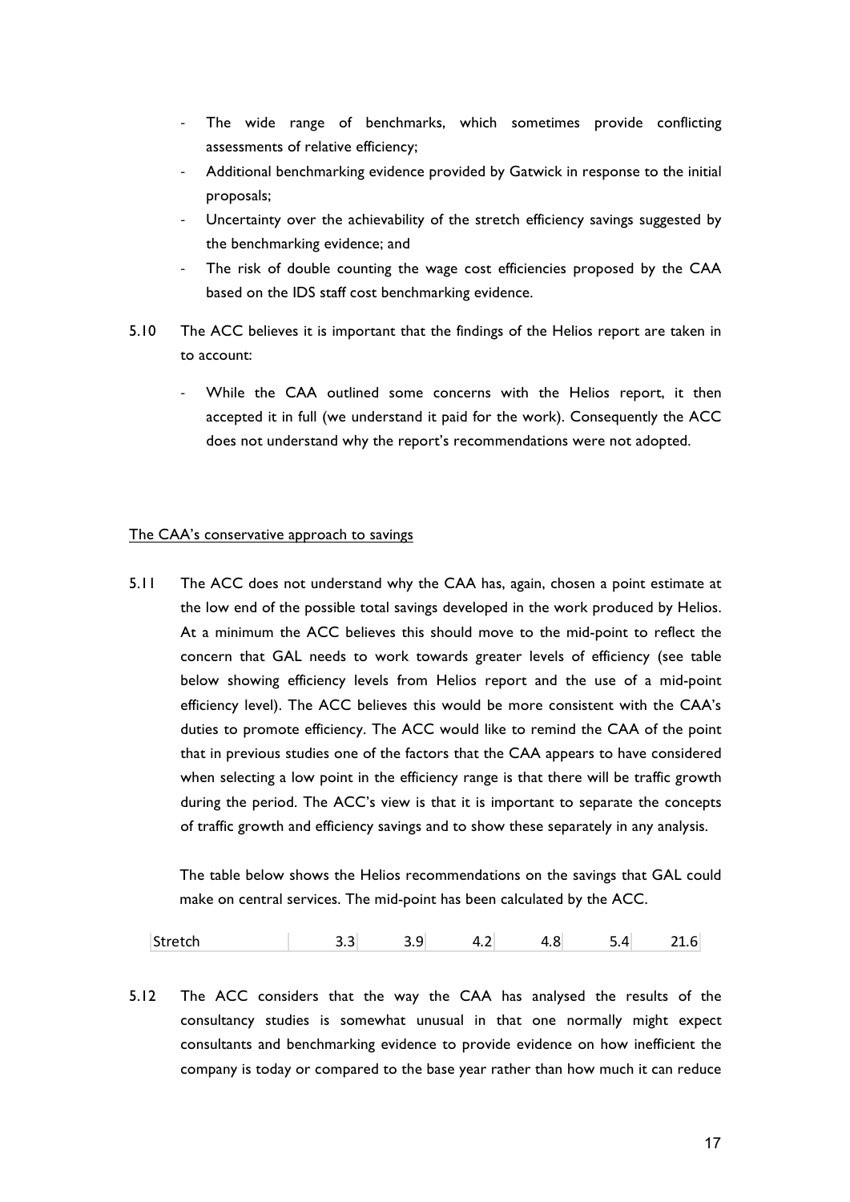- The wide range of benchmarks, which sometimes provide conflicting assessments of relative efficiency;
- Additional benchmarking evidence provided by Gatwick in response to the initial proposals;
- Uncertainty over the achievability of the stretch efficiency savings suggested by the benchmarking evidence; and
- The risk of double counting the wage cost efficiencies proposed by the CAA based on the IDS staff cost benchmarking evidence.

5.10 The ACC believes it is important that the findings of the Helios report are taken in to account:

- While the CAA outlined some concerns with the Helios report, it then accepted it in full (we understand it paid for the work). Consequently the ACC does not understand why the report's recommendations were not adopted.

<u>The CAA's conservative approach to savings</u>

5.11 The ACC does not understand why the CAA has, again, chosen a point estimate at the low end of the possible total savings developed in the work produced by Helios. At a minimum the ACC believes this should move to the mid-point to reflect the concern that GAL needs to work towards greater levels of efficiency (see table below showing efficiency levels from Helios report and the use of a mid-point efficiency level). The ACC believes this would be more consistent with the CAA's duties to promote efficiency. The ACC would like to remind the CAA of the point that in previous studies one of the factors that the CAA appears to have considered when selecting a low point in the efficiency range is that there will be traffic growth during the period. The ACC's view is that it is important to separate the concepts of traffic growth and efficiency savings and to show these separately in any analysis.

The table below shows the Helios recommendations on the savings that GAL could make on central services. The mid-point has been calculated by the ACC.

| | | | | | | |
|---|---|---|---|---|---|---|
| Stretch | 3.3 | 3.9 | 4.2 | 4.8 | 5.4 | 21.6 |

5.12 The ACC considers that the way the CAA has analysed the results of the consultancy studies is somewhat unusual in that one normally might expect consultants and benchmarking evidence to provide evidence on how inefficient the company is today or compared to the base year rather than how much it can reduce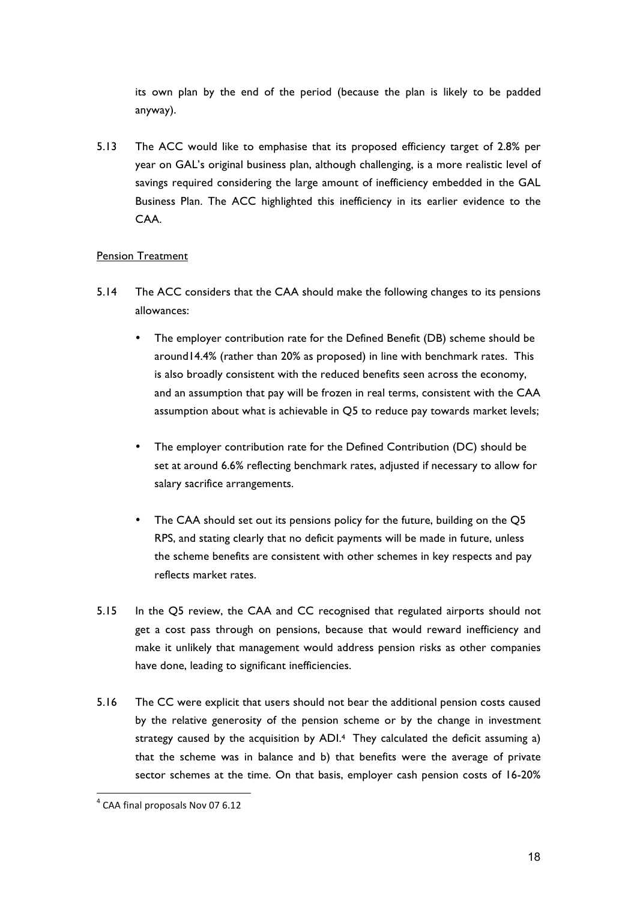its own plan by the end of the period (because the plan is likely to be padded anyway).

5.13 The ACC would like to emphasise that its proposed efficiency target of 2.8% per year on GAL's original business plan, although challenging, is a more realistic level of savings required considering the large amount of inefficiency embedded in the GAL Business Plan. The ACC highlighted this inefficiency in its earlier evidence to the CAA.

Pension Treatment

5.14 The ACC considers that the CAA should make the following changes to its pensions allowances:

- The employer contribution rate for the Defined Benefit (DB) scheme should be around14.4% (rather than 20% as proposed) in line with benchmark rates. This is also broadly consistent with the reduced benefits seen across the economy, and an assumption that pay will be frozen in real terms, consistent with the CAA assumption about what is achievable in Q5 to reduce pay towards market levels;
- The employer contribution rate for the Defined Contribution (DC) should be set at around 6.6% reflecting benchmark rates, adjusted if necessary to allow for salary sacrifice arrangements.
- The CAA should set out its pensions policy for the future, building on the Q5 RPS, and stating clearly that no deficit payments will be made in future, unless the scheme benefits are consistent with other schemes in key respects and pay reflects market rates.

5.15 In the Q5 review, the CAA and CC recognised that regulated airports should not get a cost pass through on pensions, because that would reward inefficiency and make it unlikely that management would address pension risks as other companies have done, leading to significant inefficiencies.

5.16 The CC were explicit that users should not bear the additional pension costs caused by the relative generosity of the pension scheme or by the change in investment strategy caused by the acquisition by ADI.[4] They calculated the deficit assuming a) that the scheme was in balance and b) that benefits were the average of private sector schemes at the time. On that basis, employer cash pension costs of 16-20%

[4] CAA final proposals Nov 07 6.12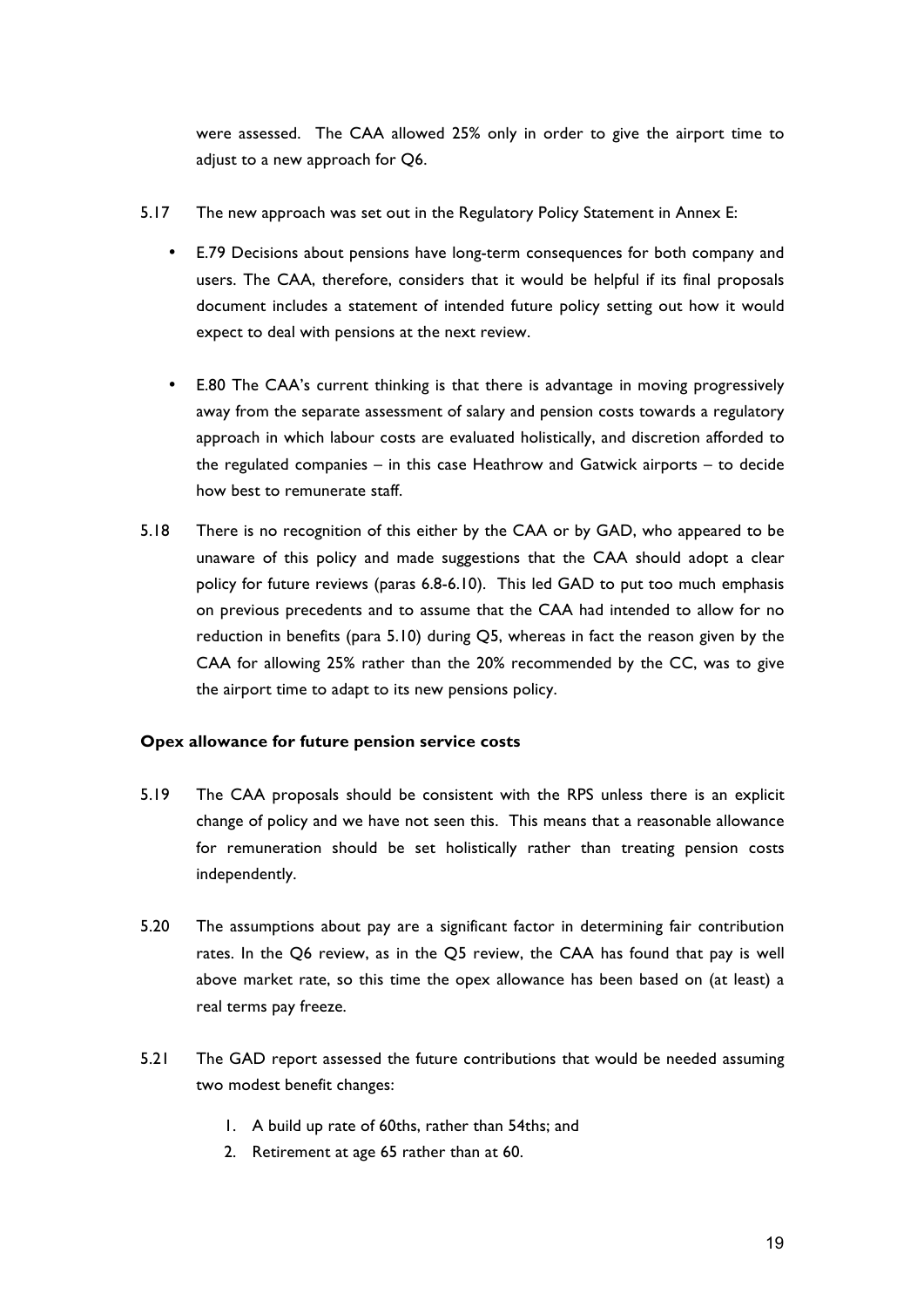were assessed. The CAA allowed 25% only in order to give the airport time to adjust to a new approach for Q6.

5.17 The new approach was set out in the Regulatory Policy Statement in Annex E:

- E.79 Decisions about pensions have long-term consequences for both company and users. The CAA, therefore, considers that it would be helpful if its final proposals document includes a statement of intended future policy setting out how it would expect to deal with pensions at the next review.

- E.80 The CAA's current thinking is that there is advantage in moving progressively away from the separate assessment of salary and pension costs towards a regulatory approach in which labour costs are evaluated holistically, and discretion afforded to the regulated companies – in this case Heathrow and Gatwick airports – to decide how best to remunerate staff.

5.18 There is no recognition of this either by the CAA or by GAD, who appeared to be unaware of this policy and made suggestions that the CAA should adopt a clear policy for future reviews (paras 6.8-6.10). This led GAD to put too much emphasis on previous precedents and to assume that the CAA had intended to allow for no reduction in benefits (para 5.10) during Q5, whereas in fact the reason given by the CAA for allowing 25% rather than the 20% recommended by the CC, was to give the airport time to adapt to its new pensions policy.

**Opex allowance for future pension service costs**

5.19 The CAA proposals should be consistent with the RPS unless there is an explicit change of policy and we have not seen this. This means that a reasonable allowance for remuneration should be set holistically rather than treating pension costs independently.

5.20 The assumptions about pay are a significant factor in determining fair contribution rates. In the Q6 review, as in the Q5 review, the CAA has found that pay is well above market rate, so this time the opex allowance has been based on (at least) a real terms pay freeze.

5.21 The GAD report assessed the future contributions that would be needed assuming two modest benefit changes:

1. A build up rate of 60ths, rather than 54ths; and
2. Retirement at age 65 rather than at 60.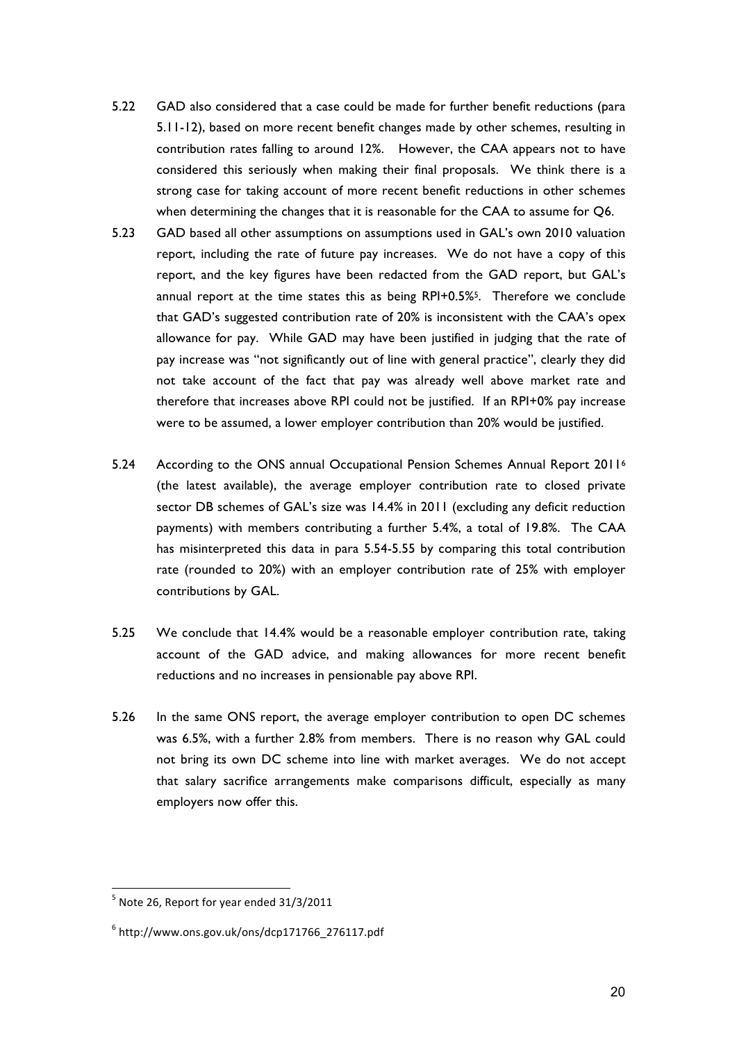5.22 GAD also considered that a case could be made for further benefit reductions (para 5.11-12), based on more recent benefit changes made by other schemes, resulting in contribution rates falling to around 12%. However, the CAA appears not to have considered this seriously when making their final proposals. We think there is a strong case for taking account of more recent benefit reductions in other schemes when determining the changes that it is reasonable for the CAA to assume for Q6.

5.23 GAD based all other assumptions on assumptions used in GAL's own 2010 valuation report, including the rate of future pay increases. We do not have a copy of this report, and the key figures have been redacted from the GAD report, but GAL's annual report at the time states this as being RPI+0.5%[5]. Therefore we conclude that GAD's suggested contribution rate of 20% is inconsistent with the CAA's opex allowance for pay. While GAD may have been justified in judging that the rate of pay increase was "not significantly out of line with general practice", clearly they did not take account of the fact that pay was already well above market rate and therefore that increases above RPI could not be justified. If an RPI+0% pay increase were to be assumed, a lower employer contribution than 20% would be justified.

5.24 According to the ONS annual Occupational Pension Schemes Annual Report 2011[6] (the latest available), the average employer contribution rate to closed private sector DB schemes of GAL's size was 14.4% in 2011 (excluding any deficit reduction payments) with members contributing a further 5.4%, a total of 19.8%. The CAA has misinterpreted this data in para 5.54-5.55 by comparing this total contribution rate (rounded to 20%) with an employer contribution rate of 25% with employer contributions by GAL.

5.25 We conclude that 14.4% would be a reasonable employer contribution rate, taking account of the GAD advice, and making allowances for more recent benefit reductions and no increases in pensionable pay above RPI.

5.26 In the same ONS report, the average employer contribution to open DC schemes was 6.5%, with a further 2.8% from members. There is no reason why GAL could not bring its own DC scheme into line with market averages. We do not accept that salary sacrifice arrangements make comparisons difficult, especially as many employers now offer this.

---

[5] Note 26, Report for year ended 31/3/2011

[6] http://www.ons.gov.uk/ons/dcp171766_276117.pdf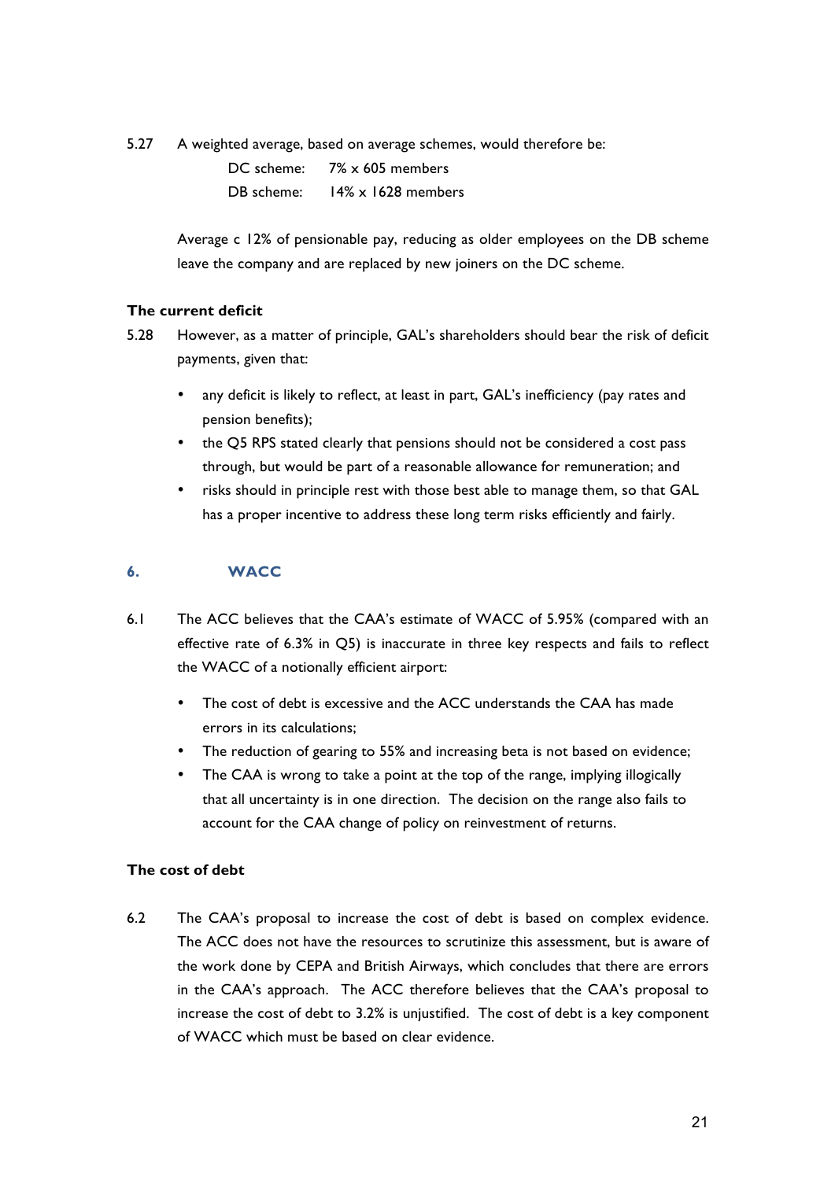5.27 A weighted average, based on average schemes, would therefore be:

DC scheme: 7% x 605 members

DB scheme: 14% x 1628 members

Average c 12% of pensionable pay, reducing as older employees on the DB scheme leave the company and are replaced by new joiners on the DC scheme.

**The current deficit**

5.28 However, as a matter of principle, GAL's shareholders should bear the risk of deficit payments, given that:

- any deficit is likely to reflect, at least in part, GAL's inefficiency (pay rates and pension benefits);
- the Q5 RPS stated clearly that pensions should not be considered a cost pass through, but would be part of a reasonable allowance for remuneration; and
- risks should in principle rest with those best able to manage them, so that GAL has a proper incentive to address these long term risks efficiently and fairly.

## 6. WACC

6.1 The ACC believes that the CAA's estimate of WACC of 5.95% (compared with an effective rate of 6.3% in Q5) is inaccurate in three key respects and fails to reflect the WACC of a notionally efficient airport:

- The cost of debt is excessive and the ACC understands the CAA has made errors in its calculations;
- The reduction of gearing to 55% and increasing beta is not based on evidence;
- The CAA is wrong to take a point at the top of the range, implying illogically that all uncertainty is in one direction. The decision on the range also fails to account for the CAA change of policy on reinvestment of returns.

**The cost of debt**

6.2 The CAA's proposal to increase the cost of debt is based on complex evidence. The ACC does not have the resources to scrutinize this assessment, but is aware of the work done by CEPA and British Airways, which concludes that there are errors in the CAA's approach. The ACC therefore believes that the CAA's proposal to increase the cost of debt to 3.2% is unjustified. The cost of debt is a key component of WACC which must be based on clear evidence.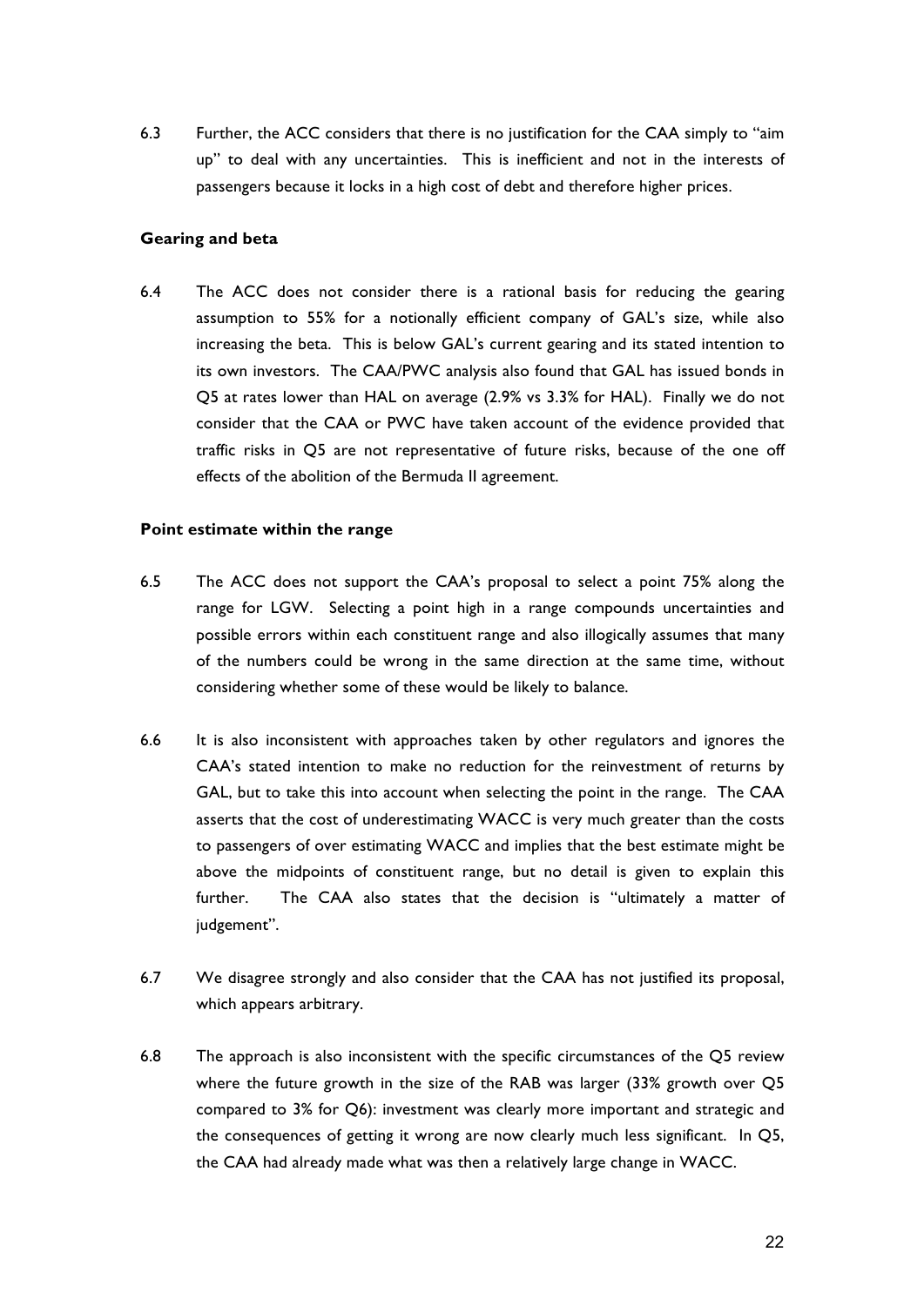6.3 Further, the ACC considers that there is no justification for the CAA simply to "aim up" to deal with any uncertainties. This is inefficient and not in the interests of passengers because it locks in a high cost of debt and therefore higher prices.

**Gearing and beta**

6.4 The ACC does not consider there is a rational basis for reducing the gearing assumption to 55% for a notionally efficient company of GAL's size, while also increasing the beta. This is below GAL's current gearing and its stated intention to its own investors. The CAA/PWC analysis also found that GAL has issued bonds in Q5 at rates lower than HAL on average (2.9% vs 3.3% for HAL). Finally we do not consider that the CAA or PWC have taken account of the evidence provided that traffic risks in Q5 are not representative of future risks, because of the one off effects of the abolition of the Bermuda II agreement.

**Point estimate within the range**

6.5 The ACC does not support the CAA's proposal to select a point 75% along the range for LGW. Selecting a point high in a range compounds uncertainties and possible errors within each constituent range and also illogically assumes that many of the numbers could be wrong in the same direction at the same time, without considering whether some of these would be likely to balance.

6.6 It is also inconsistent with approaches taken by other regulators and ignores the CAA's stated intention to make no reduction for the reinvestment of returns by GAL, but to take this into account when selecting the point in the range. The CAA asserts that the cost of underestimating WACC is very much greater than the costs to passengers of over estimating WACC and implies that the best estimate might be above the midpoints of constituent range, but no detail is given to explain this further. The CAA also states that the decision is "ultimately a matter of judgement".

6.7 We disagree strongly and also consider that the CAA has not justified its proposal, which appears arbitrary.

6.8 The approach is also inconsistent with the specific circumstances of the Q5 review where the future growth in the size of the RAB was larger (33% growth over Q5 compared to 3% for Q6): investment was clearly more important and strategic and the consequences of getting it wrong are now clearly much less significant. In Q5, the CAA had already made what was then a relatively large change in WACC.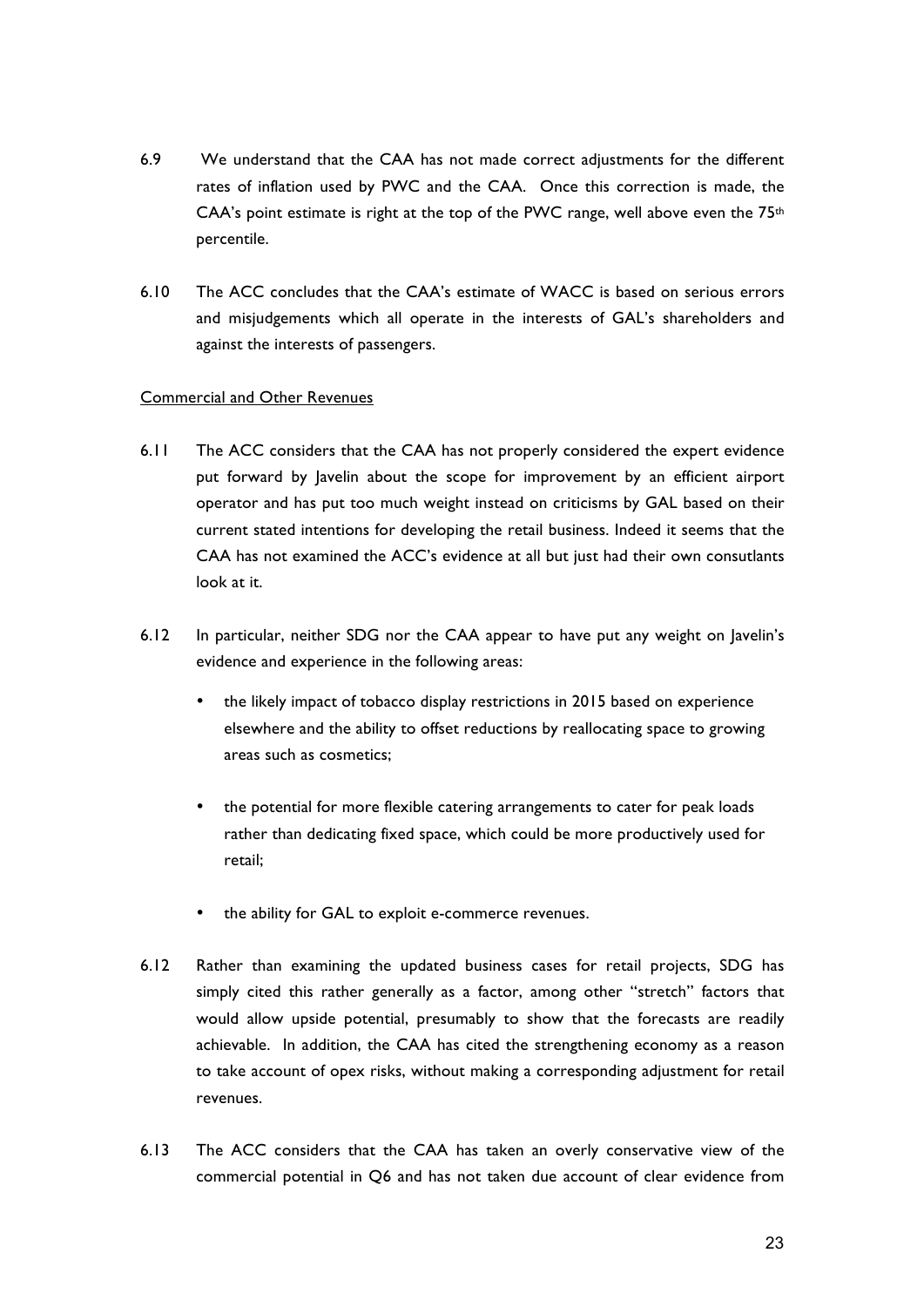6.9 We understand that the CAA has not made correct adjustments for the different rates of inflation used by PWC and the CAA. Once this correction is made, the CAA's point estimate is right at the top of the PWC range, well above even the 75th percentile.

6.10 The ACC concludes that the CAA's estimate of WACC is based on serious errors and misjudgements which all operate in the interests of GAL's shareholders and against the interests of passengers.

Commercial and Other Revenues

6.11 The ACC considers that the CAA has not properly considered the expert evidence put forward by Javelin about the scope for improvement by an efficient airport operator and has put too much weight instead on criticisms by GAL based on their current stated intentions for developing the retail business. Indeed it seems that the CAA has not examined the ACC's evidence at all but just had their own consutlants look at it.

6.12 In particular, neither SDG nor the CAA appear to have put any weight on Javelin's evidence and experience in the following areas:

- the likely impact of tobacco display restrictions in 2015 based on experience elsewhere and the ability to offset reductions by reallocating space to growing areas such as cosmetics;
- the potential for more flexible catering arrangements to cater for peak loads rather than dedicating fixed space, which could be more productively used for retail;
- the ability for GAL to exploit e-commerce revenues.

6.12 Rather than examining the updated business cases for retail projects, SDG has simply cited this rather generally as a factor, among other "stretch" factors that would allow upside potential, presumably to show that the forecasts are readily achievable. In addition, the CAA has cited the strengthening economy as a reason to take account of opex risks, without making a corresponding adjustment for retail revenues.

6.13 The ACC considers that the CAA has taken an overly conservative view of the commercial potential in Q6 and has not taken due account of clear evidence from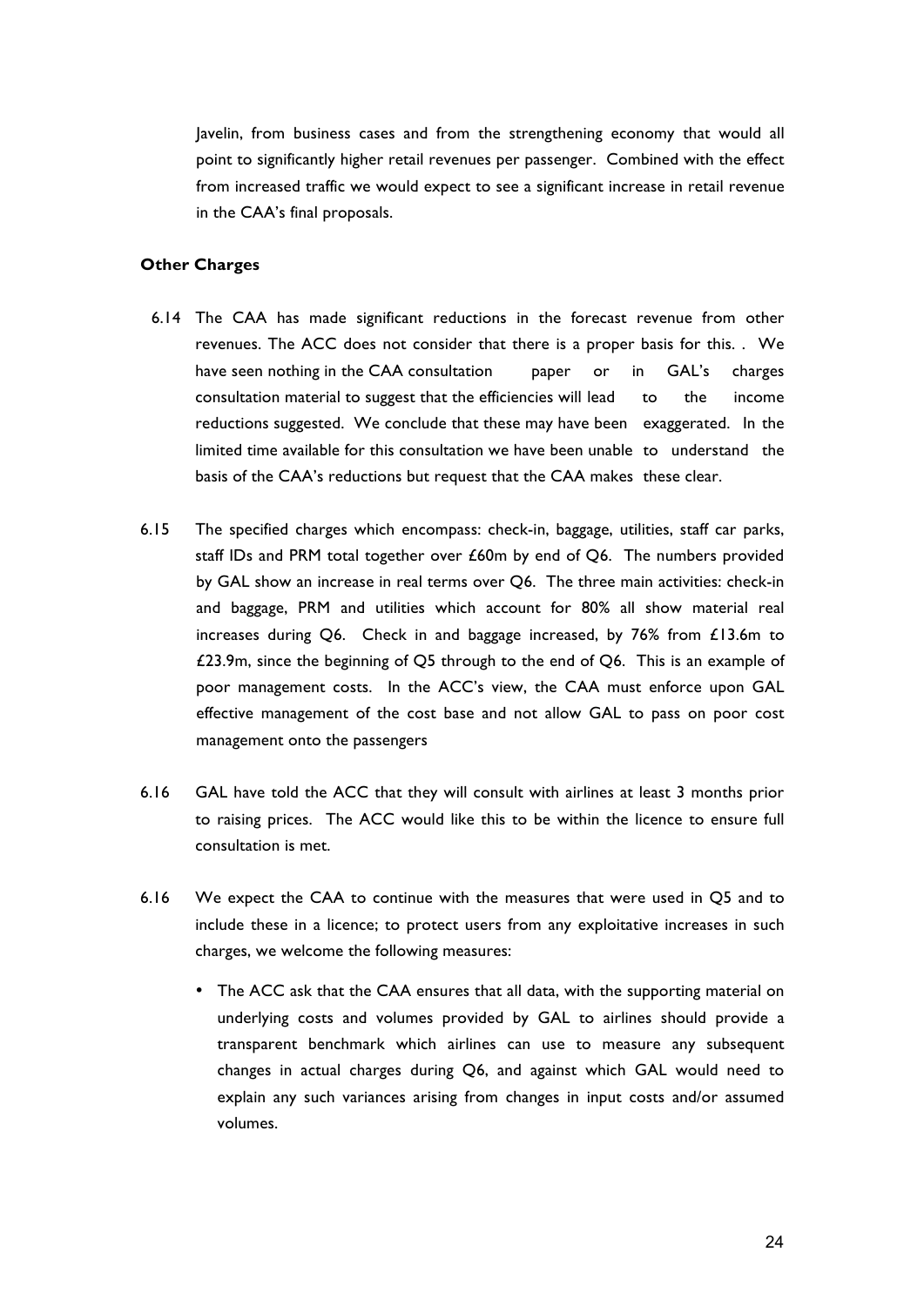Javelin, from business cases and from the strengthening economy that would all point to significantly higher retail revenues per passenger. Combined with the effect from increased traffic we would expect to see a significant increase in retail revenue in the CAA's final proposals.

**Other Charges**

6.14 The CAA has made significant reductions in the forecast revenue from other revenues. The ACC does not consider that there is a proper basis for this. . We have seen nothing in the CAA consultation paper or in GAL's charges consultation material to suggest that the efficiencies will lead to the income reductions suggested. We conclude that these may have been exaggerated. In the limited time available for this consultation we have been unable to understand the basis of the CAA's reductions but request that the CAA makes these clear.

6.15 The specified charges which encompass: check-in, baggage, utilities, staff car parks, staff IDs and PRM total together over £60m by end of Q6. The numbers provided by GAL show an increase in real terms over Q6. The three main activities: check-in and baggage, PRM and utilities which account for 80% all show material real increases during Q6. Check in and baggage increased, by 76% from £13.6m to £23.9m, since the beginning of Q5 through to the end of Q6. This is an example of poor management costs. In the ACC's view, the CAA must enforce upon GAL effective management of the cost base and not allow GAL to pass on poor cost management onto the passengers

6.16 GAL have told the ACC that they will consult with airlines at least 3 months prior to raising prices. The ACC would like this to be within the licence to ensure full consultation is met.

6.16 We expect the CAA to continue with the measures that were used in Q5 and to include these in a licence; to protect users from any exploitative increases in such charges, we welcome the following measures:

- The ACC ask that the CAA ensures that all data, with the supporting material on underlying costs and volumes provided by GAL to airlines should provide a transparent benchmark which airlines can use to measure any subsequent changes in actual charges during Q6, and against which GAL would need to explain any such variances arising from changes in input costs and/or assumed volumes.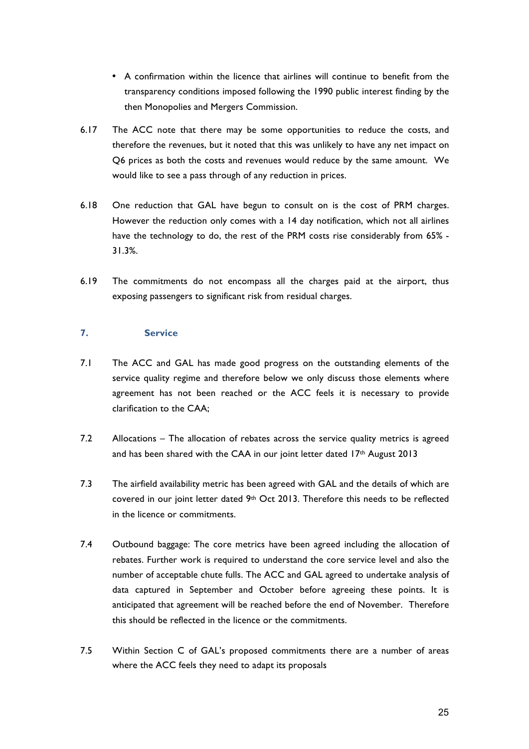- A confirmation within the licence that airlines will continue to benefit from the transparency conditions imposed following the 1990 public interest finding by the then Monopolies and Mergers Commission.

6.17 The ACC note that there may be some opportunities to reduce the costs, and therefore the revenues, but it noted that this was unlikely to have any net impact on Q6 prices as both the costs and revenues would reduce by the same amount. We would like to see a pass through of any reduction in prices.

6.18 One reduction that GAL have begun to consult on is the cost of PRM charges. However the reduction only comes with a 14 day notification, which not all airlines have the technology to do, the rest of the PRM costs rise considerably from 65% - 31.3%.

6.19 The commitments do not encompass all the charges paid at the airport, thus exposing passengers to significant risk from residual charges.

## 7. Service

7.1 The ACC and GAL has made good progress on the outstanding elements of the service quality regime and therefore below we only discuss those elements where agreement has not been reached or the ACC feels it is necessary to provide clarification to the CAA;

7.2 Allocations – The allocation of rebates across the service quality metrics is agreed and has been shared with the CAA in our joint letter dated 17th August 2013

7.3 The airfield availability metric has been agreed with GAL and the details of which are covered in our joint letter dated 9th Oct 2013. Therefore this needs to be reflected in the licence or commitments.

7.4 Outbound baggage: The core metrics have been agreed including the allocation of rebates. Further work is required to understand the core service level and also the number of acceptable chute fulls. The ACC and GAL agreed to undertake analysis of data captured in September and October before agreeing these points. It is anticipated that agreement will be reached before the end of November. Therefore this should be reflected in the licence or the commitments.

7.5 Within Section C of GAL's proposed commitments there are a number of areas where the ACC feels they need to adapt its proposals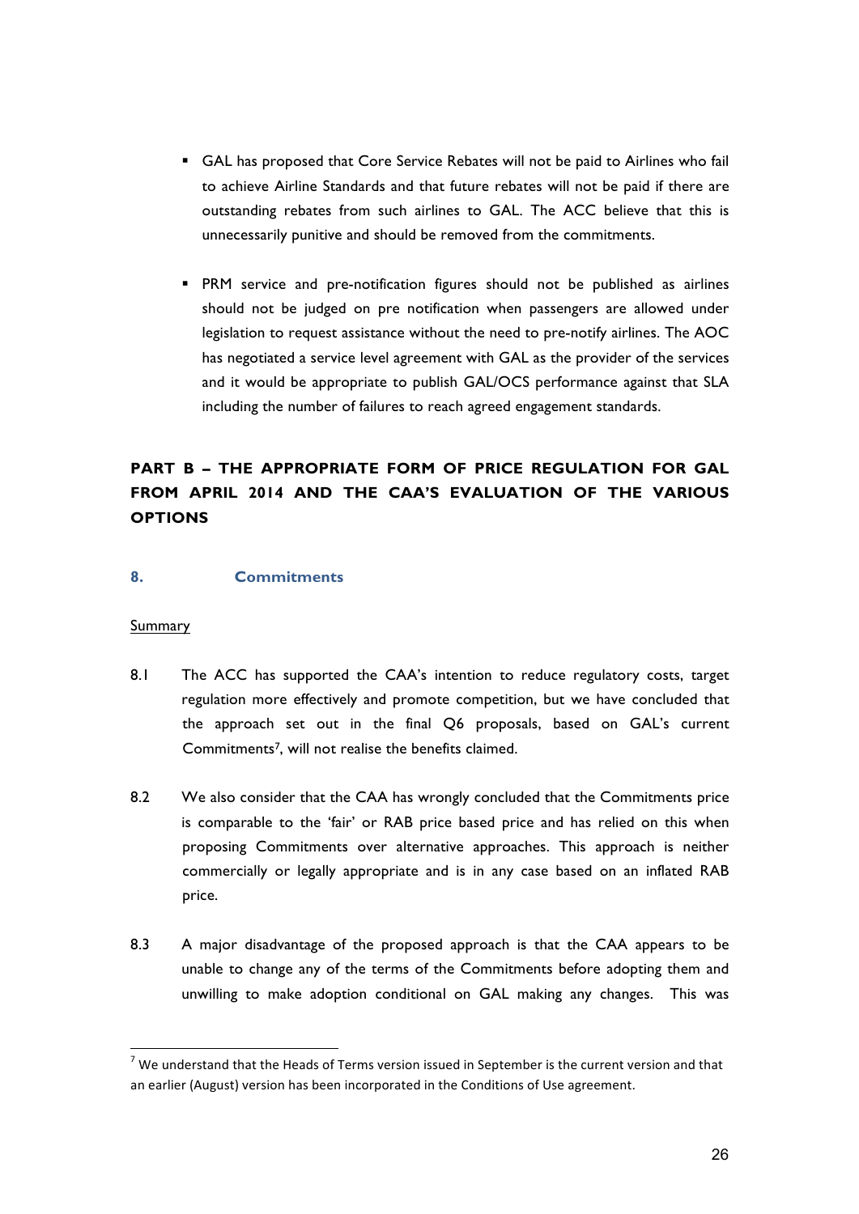- GAL has proposed that Core Service Rebates will not be paid to Airlines who fail to achieve Airline Standards and that future rebates will not be paid if there are outstanding rebates from such airlines to GAL. The ACC believe that this is unnecessarily punitive and should be removed from the commitments.

- PRM service and pre-notification figures should not be published as airlines should not be judged on pre notification when passengers are allowed under legislation to request assistance without the need to pre-notify airlines. The AOC has negotiated a service level agreement with GAL as the provider of the services and it would be appropriate to publish GAL/OCS performance against that SLA including the number of failures to reach agreed engagement standards.

## PART B – THE APPROPRIATE FORM OF PRICE REGULATION FOR GAL FROM APRIL 2014 AND THE CAA'S EVALUATION OF THE VARIOUS OPTIONS

### 8. Commitments

Summary

8.1 The ACC has supported the CAA's intention to reduce regulatory costs, target regulation more effectively and promote competition, but we have concluded that the approach set out in the final Q6 proposals, based on GAL's current Commitments[7], will not realise the benefits claimed.

8.2 We also consider that the CAA has wrongly concluded that the Commitments price is comparable to the 'fair' or RAB price based price and has relied on this when proposing Commitments over alternative approaches. This approach is neither commercially or legally appropriate and is in any case based on an inflated RAB price.

8.3 A major disadvantage of the proposed approach is that the CAA appears to be unable to change any of the terms of the Commitments before adopting them and unwilling to make adoption conditional on GAL making any changes. This was

[7] We understand that the Heads of Terms version issued in September is the current version and that an earlier (August) version has been incorporated in the Conditions of Use agreement.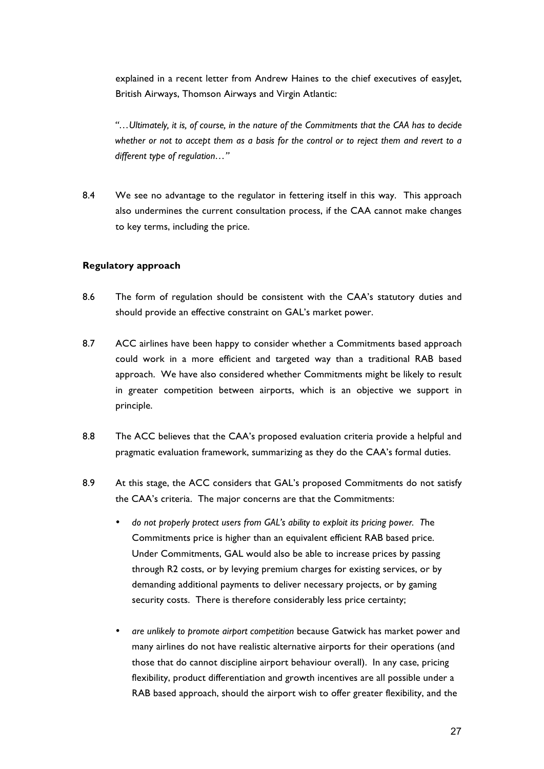explained in a recent letter from Andrew Haines to the chief executives of easyJet, British Airways, Thomson Airways and Virgin Atlantic:

*"…Ultimately, it is, of course, in the nature of the Commitments that the CAA has to decide whether or not to accept them as a basis for the control or to reject them and revert to a different type of regulation…"*

8.4 We see no advantage to the regulator in fettering itself in this way. This approach also undermines the current consultation process, if the CAA cannot make changes to key terms, including the price.

**Regulatory approach**

8.6 The form of regulation should be consistent with the CAA's statutory duties and should provide an effective constraint on GAL's market power.

8.7 ACC airlines have been happy to consider whether a Commitments based approach could work in a more efficient and targeted way than a traditional RAB based approach. We have also considered whether Commitments might be likely to result in greater competition between airports, which is an objective we support in principle.

8.8 The ACC believes that the CAA's proposed evaluation criteria provide a helpful and pragmatic evaluation framework, summarizing as they do the CAA's formal duties.

8.9 At this stage, the ACC considers that GAL's proposed Commitments do not satisfy the CAA's criteria. The major concerns are that the Commitments:

- *do not properly protect users from GAL's ability to exploit its pricing power.* The Commitments price is higher than an equivalent efficient RAB based price. Under Commitments, GAL would also be able to increase prices by passing through R2 costs, or by levying premium charges for existing services, or by demanding additional payments to deliver necessary projects, or by gaming security costs. There is therefore considerably less price certainty;

- *are unlikely to promote airport competition* because Gatwick has market power and many airlines do not have realistic alternative airports for their operations (and those that do cannot discipline airport behaviour overall). In any case, pricing flexibility, product differentiation and growth incentives are all possible under a RAB based approach, should the airport wish to offer greater flexibility, and the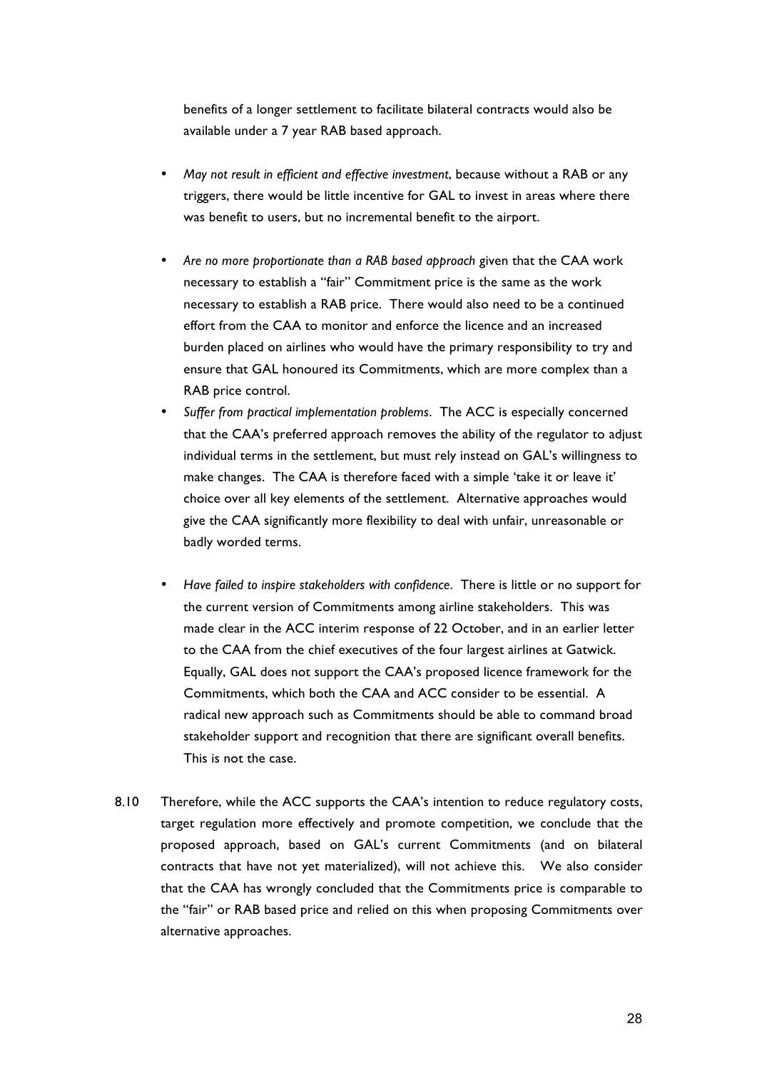benefits of a longer settlement to facilitate bilateral contracts would also be available under a 7 year RAB based approach.

- *May not result in efficient and effective investment*, because without a RAB or any triggers, there would be little incentive for GAL to invest in areas where there was benefit to users, but no incremental benefit to the airport.

- *Are no more proportionate than a RAB based approach* given that the CAA work necessary to establish a "fair" Commitment price is the same as the work necessary to establish a RAB price. There would also need to be a continued effort from the CAA to monitor and enforce the licence and an increased burden placed on airlines who would have the primary responsibility to try and ensure that GAL honoured its Commitments, which are more complex than a RAB price control.
- *Suffer from practical implementation problems*. The ACC is especially concerned that the CAA's preferred approach removes the ability of the regulator to adjust individual terms in the settlement, but must rely instead on GAL's willingness to make changes. The CAA is therefore faced with a simple 'take it or leave it' choice over all key elements of the settlement. Alternative approaches would give the CAA significantly more flexibility to deal with unfair, unreasonable or badly worded terms.

- *Have failed to inspire stakeholders with confidence*. There is little or no support for the current version of Commitments among airline stakeholders. This was made clear in the ACC interim response of 22 October, and in an earlier letter to the CAA from the chief executives of the four largest airlines at Gatwick. Equally, GAL does not support the CAA's proposed licence framework for the Commitments, which both the CAA and ACC consider to be essential. A radical new approach such as Commitments should be able to command broad stakeholder support and recognition that there are significant overall benefits. This is not the case.

8.10 Therefore, while the ACC supports the CAA's intention to reduce regulatory costs, target regulation more effectively and promote competition, we conclude that the proposed approach, based on GAL's current Commitments (and on bilateral contracts that have not yet materialized), will not achieve this. We also consider that the CAA has wrongly concluded that the Commitments price is comparable to the "fair" or RAB based price and relied on this when proposing Commitments over alternative approaches.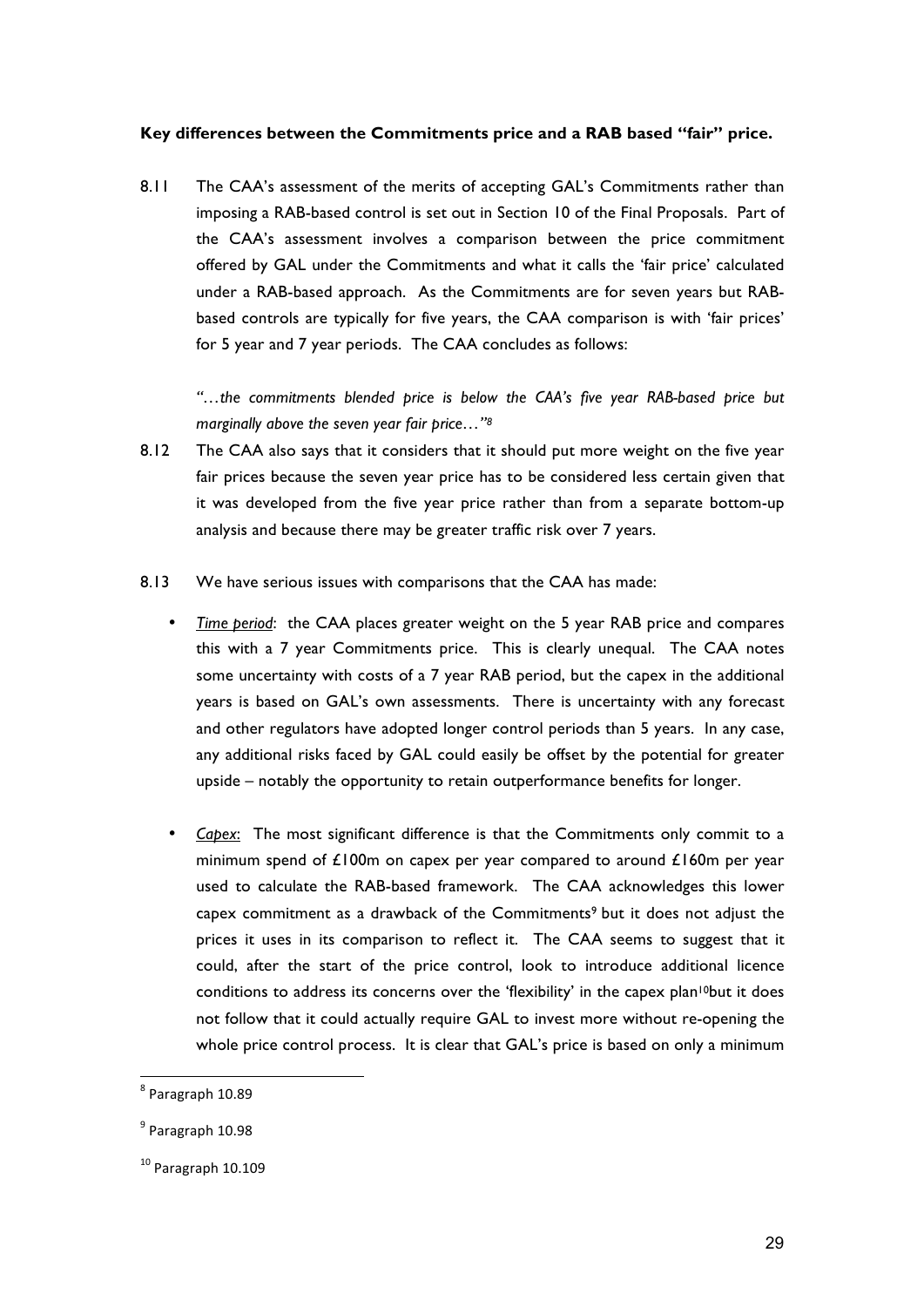**Key differences between the Commitments price and a RAB based "fair" price.**

8.11 The CAA's assessment of the merits of accepting GAL's Commitments rather than imposing a RAB-based control is set out in Section 10 of the Final Proposals. Part of the CAA's assessment involves a comparison between the price commitment offered by GAL under the Commitments and what it calls the 'fair price' calculated under a RAB-based approach. As the Commitments are for seven years but RAB-based controls are typically for five years, the CAA comparison is with 'fair prices' for 5 year and 7 year periods. The CAA concludes as follows:

> *"…the commitments blended price is below the CAA's five year RAB-based price but marginally above the seven year fair price…"*[8]

8.12 The CAA also says that it considers that it should put more weight on the five year fair prices because the seven year price has to be considered less certain given that it was developed from the five year price rather than from a separate bottom-up analysis and because there may be greater traffic risk over 7 years.

8.13 We have serious issues with comparisons that the CAA has made:

- *Time period*: the CAA places greater weight on the 5 year RAB price and compares this with a 7 year Commitments price. This is clearly unequal. The CAA notes some uncertainty with costs of a 7 year RAB period, but the capex in the additional years is based on GAL's own assessments. There is uncertainty with any forecast and other regulators have adopted longer control periods than 5 years. In any case, any additional risks faced by GAL could easily be offset by the potential for greater upside – notably the opportunity to retain outperformance benefits for longer.

- *Capex*: The most significant difference is that the Commitments only commit to a minimum spend of £100m on capex per year compared to around £160m per year used to calculate the RAB-based framework. The CAA acknowledges this lower capex commitment as a drawback of the Commitments[9] but it does not adjust the prices it uses in its comparison to reflect it. The CAA seems to suggest that it could, after the start of the price control, look to introduce additional licence conditions to address its concerns over the 'flexibility' in the capex plan[10]but it does not follow that it could actually require GAL to invest more without re-opening the whole price control process. It is clear that GAL's price is based on only a minimum

---

[8] Paragraph 10.89

[9] Paragraph 10.98

[10] Paragraph 10.109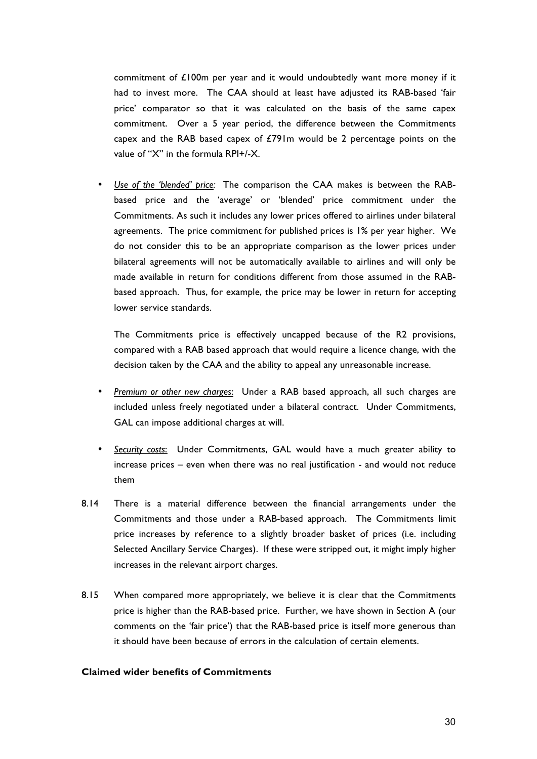commitment of £100m per year and it would undoubtedly want more money if it had to invest more. The CAA should at least have adjusted its RAB-based 'fair price' comparator so that it was calculated on the basis of the same capex commitment. Over a 5 year period, the difference between the Commitments capex and the RAB based capex of £791m would be 2 percentage points on the value of "X" in the formula RPI+/-X.

- *Use of the 'blended' price:* The comparison the CAA makes is between the RAB-based price and the 'average' or 'blended' price commitment under the Commitments. As such it includes any lower prices offered to airlines under bilateral agreements. The price commitment for published prices is 1% per year higher. We do not consider this to be an appropriate comparison as the lower prices under bilateral agreements will not be automatically available to airlines and will only be made available in return for conditions different from those assumed in the RAB-based approach. Thus, for example, the price may be lower in return for accepting lower service standards.

  The Commitments price is effectively uncapped because of the R2 provisions, compared with a RAB based approach that would require a licence change, with the decision taken by the CAA and the ability to appeal any unreasonable increase.

- *Premium or other new charges*: Under a RAB based approach, all such charges are included unless freely negotiated under a bilateral contract. Under Commitments, GAL can impose additional charges at will.

- *Security costs*: Under Commitments, GAL would have a much greater ability to increase prices – even when there was no real justification - and would not reduce them

8.14 There is a material difference between the financial arrangements under the Commitments and those under a RAB-based approach. The Commitments limit price increases by reference to a slightly broader basket of prices (i.e. including Selected Ancillary Service Charges). If these were stripped out, it might imply higher increases in the relevant airport charges.

8.15 When compared more appropriately, we believe it is clear that the Commitments price is higher than the RAB-based price. Further, we have shown in Section A (our comments on the 'fair price') that the RAB-based price is itself more generous than it should have been because of errors in the calculation of certain elements.

**Claimed wider benefits of Commitments**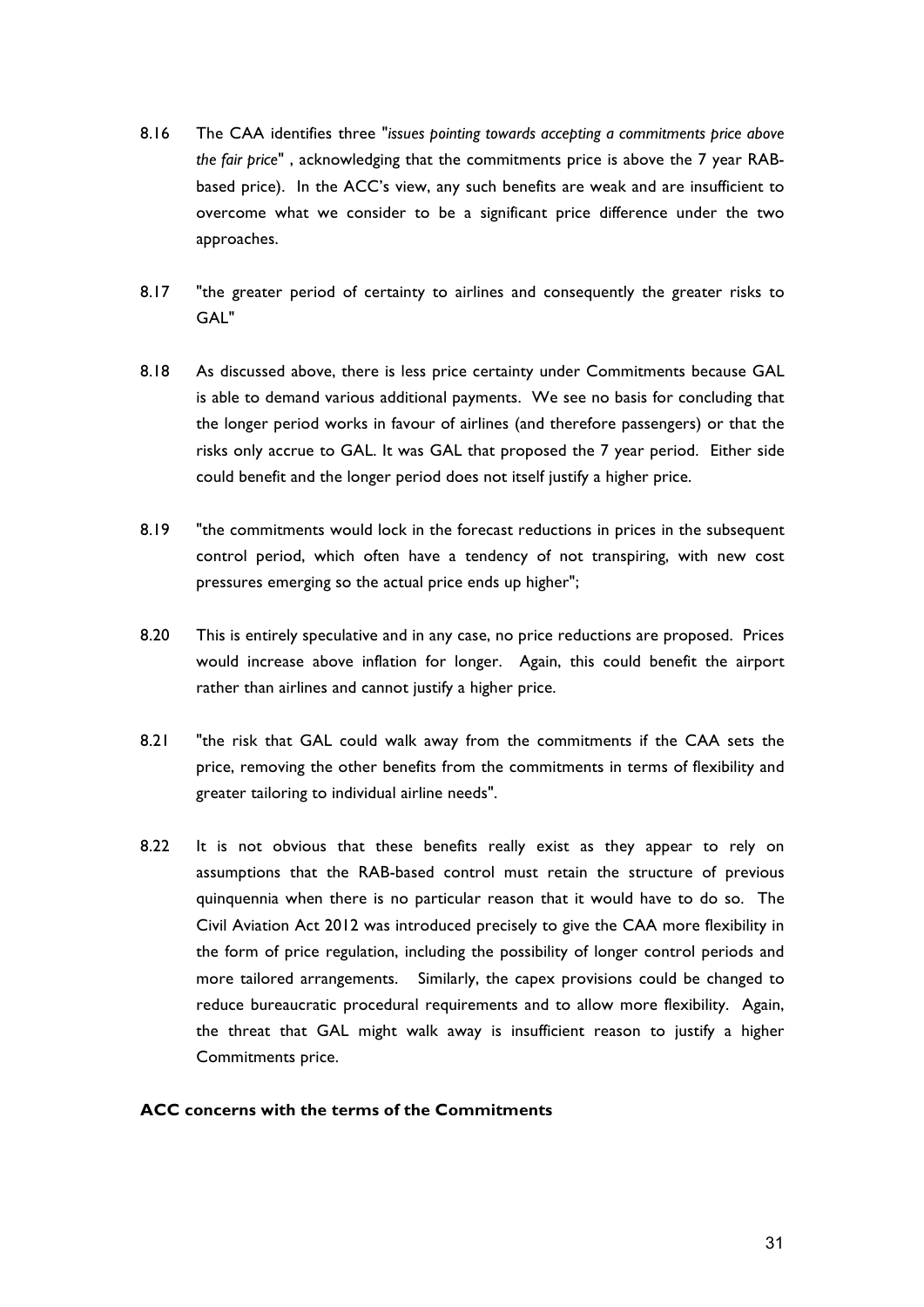8.16 The CAA identifies three "*issues pointing towards accepting a commitments price above the fair price*" , acknowledging that the commitments price is above the 7 year RAB-based price). In the ACC's view, any such benefits are weak and are insufficient to overcome what we consider to be a significant price difference under the two approaches.

8.17 "the greater period of certainty to airlines and consequently the greater risks to GAL"

8.18 As discussed above, there is less price certainty under Commitments because GAL is able to demand various additional payments. We see no basis for concluding that the longer period works in favour of airlines (and therefore passengers) or that the risks only accrue to GAL. It was GAL that proposed the 7 year period. Either side could benefit and the longer period does not itself justify a higher price.

8.19 "the commitments would lock in the forecast reductions in prices in the subsequent control period, which often have a tendency of not transpiring, with new cost pressures emerging so the actual price ends up higher";

8.20 This is entirely speculative and in any case, no price reductions are proposed. Prices would increase above inflation for longer. Again, this could benefit the airport rather than airlines and cannot justify a higher price.

8.21 "the risk that GAL could walk away from the commitments if the CAA sets the price, removing the other benefits from the commitments in terms of flexibility and greater tailoring to individual airline needs".

8.22 It is not obvious that these benefits really exist as they appear to rely on assumptions that the RAB-based control must retain the structure of previous quinquennia when there is no particular reason that it would have to do so. The Civil Aviation Act 2012 was introduced precisely to give the CAA more flexibility in the form of price regulation, including the possibility of longer control periods and more tailored arrangements. Similarly, the capex provisions could be changed to reduce bureaucratic procedural requirements and to allow more flexibility. Again, the threat that GAL might walk away is insufficient reason to justify a higher Commitments price.

**ACC concerns with the terms of the Commitments**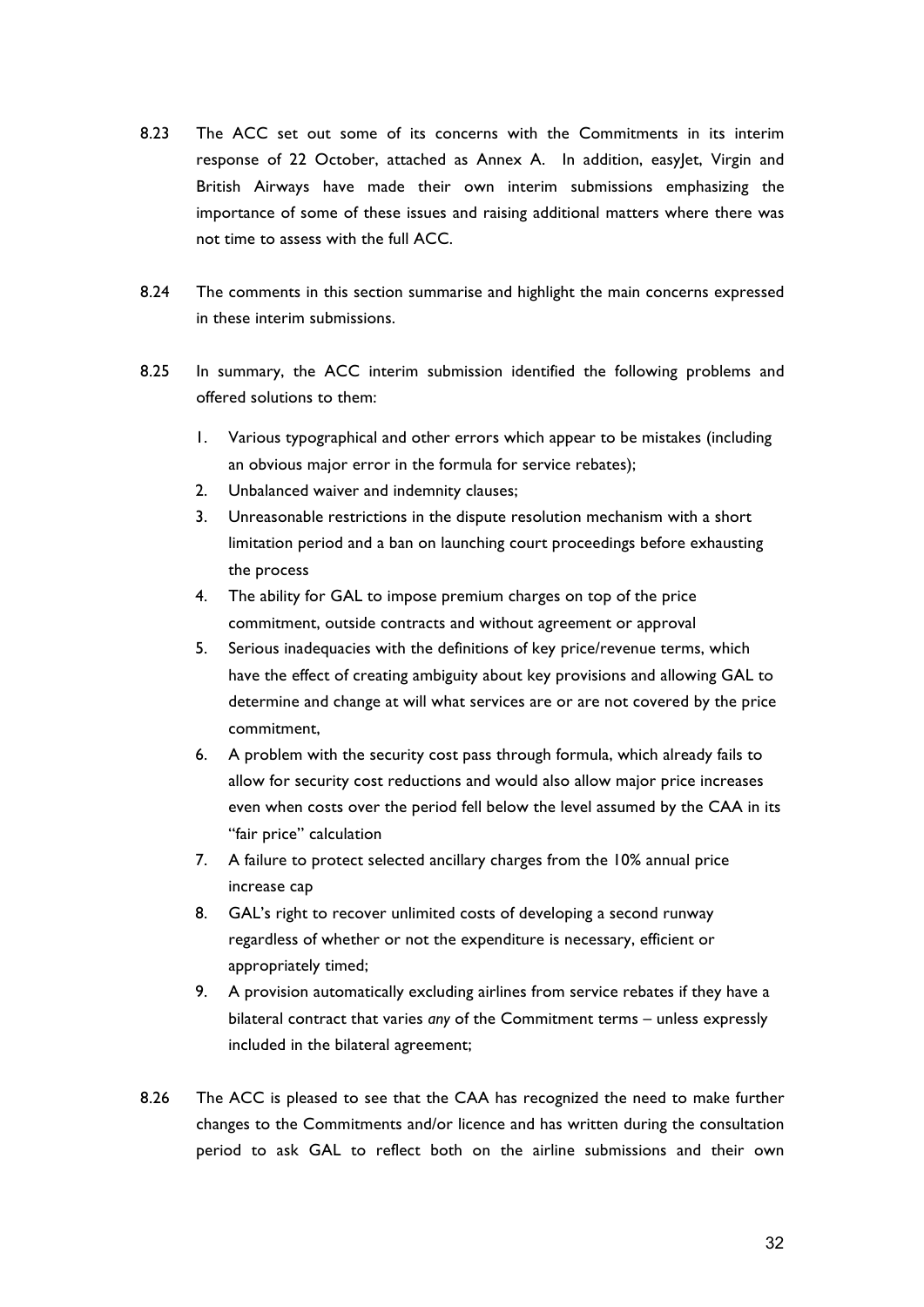8.23 The ACC set out some of its concerns with the Commitments in its interim response of 22 October, attached as Annex A. In addition, easyJet, Virgin and British Airways have made their own interim submissions emphasizing the importance of some of these issues and raising additional matters where there was not time to assess with the full ACC.

8.24 The comments in this section summarise and highlight the main concerns expressed in these interim submissions.

8.25 In summary, the ACC interim submission identified the following problems and offered solutions to them:

1. Various typographical and other errors which appear to be mistakes (including an obvious major error in the formula for service rebates);
2. Unbalanced waiver and indemnity clauses;
3. Unreasonable restrictions in the dispute resolution mechanism with a short limitation period and a ban on launching court proceedings before exhausting the process
4. The ability for GAL to impose premium charges on top of the price commitment, outside contracts and without agreement or approval
5. Serious inadequacies with the definitions of key price/revenue terms, which have the effect of creating ambiguity about key provisions and allowing GAL to determine and change at will what services are or are not covered by the price commitment,
6. A problem with the security cost pass through formula, which already fails to allow for security cost reductions and would also allow major price increases even when costs over the period fell below the level assumed by the CAA in its "fair price" calculation
7. A failure to protect selected ancillary charges from the 10% annual price increase cap
8. GAL's right to recover unlimited costs of developing a second runway regardless of whether or not the expenditure is necessary, efficient or appropriately timed;
9. A provision automatically excluding airlines from service rebates if they have a bilateral contract that varies *any* of the Commitment terms – unless expressly included in the bilateral agreement;

8.26 The ACC is pleased to see that the CAA has recognized the need to make further changes to the Commitments and/or licence and has written during the consultation period to ask GAL to reflect both on the airline submissions and their own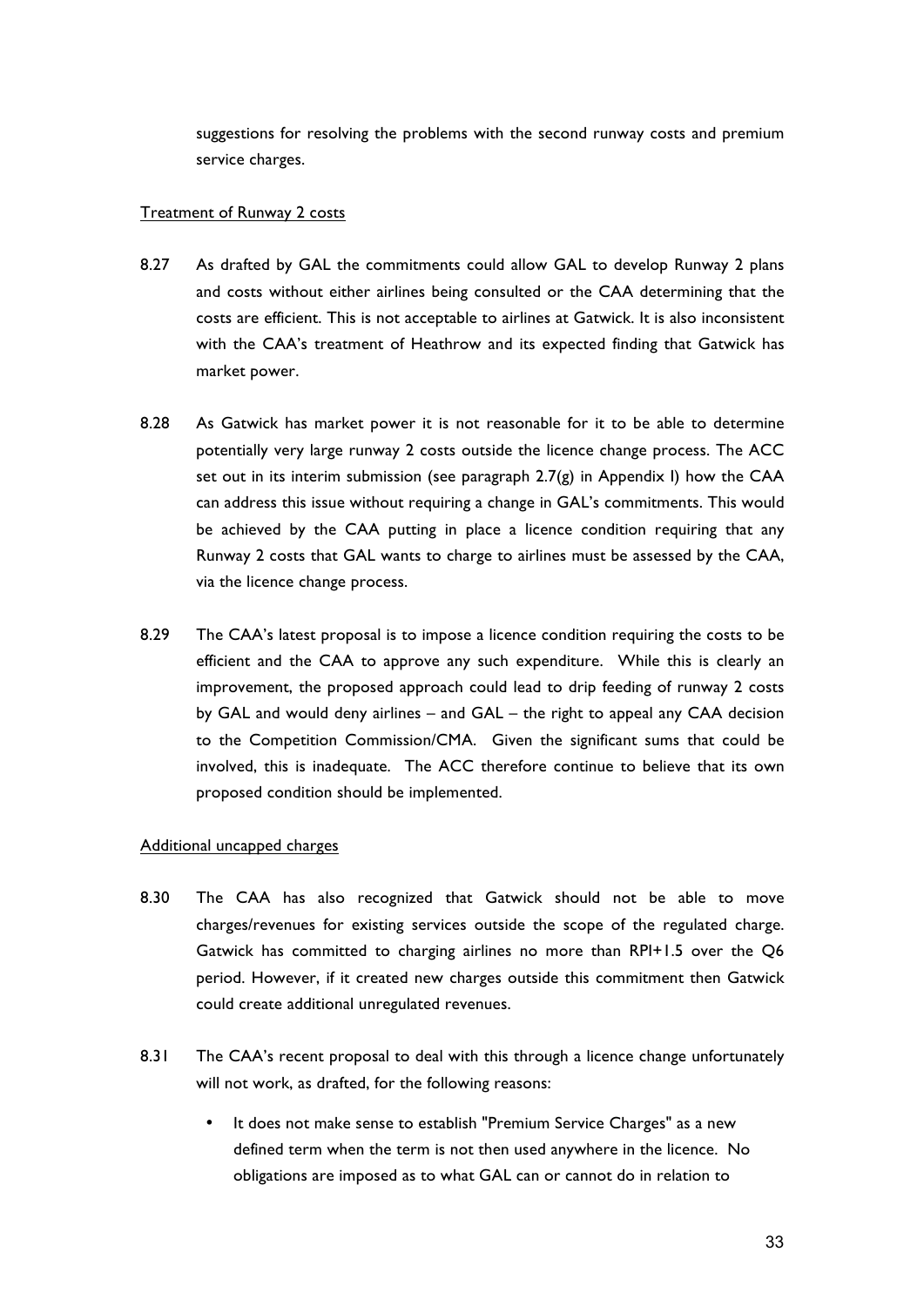suggestions for resolving the problems with the second runway costs and premium service charges.

Treatment of Runway 2 costs

8.27 As drafted by GAL the commitments could allow GAL to develop Runway 2 plans and costs without either airlines being consulted or the CAA determining that the costs are efficient. This is not acceptable to airlines at Gatwick. It is also inconsistent with the CAA's treatment of Heathrow and its expected finding that Gatwick has market power.

8.28 As Gatwick has market power it is not reasonable for it to be able to determine potentially very large runway 2 costs outside the licence change process. The ACC set out in its interim submission (see paragraph 2.7(g) in Appendix I) how the CAA can address this issue without requiring a change in GAL's commitments. This would be achieved by the CAA putting in place a licence condition requiring that any Runway 2 costs that GAL wants to charge to airlines must be assessed by the CAA, via the licence change process.

8.29 The CAA's latest proposal is to impose a licence condition requiring the costs to be efficient and the CAA to approve any such expenditure. While this is clearly an improvement, the proposed approach could lead to drip feeding of runway 2 costs by GAL and would deny airlines – and GAL – the right to appeal any CAA decision to the Competition Commission/CMA. Given the significant sums that could be involved, this is inadequate. The ACC therefore continue to believe that its own proposed condition should be implemented.

Additional uncapped charges

8.30 The CAA has also recognized that Gatwick should not be able to move charges/revenues for existing services outside the scope of the regulated charge. Gatwick has committed to charging airlines no more than RPI+1.5 over the Q6 period. However, if it created new charges outside this commitment then Gatwick could create additional unregulated revenues.

8.31 The CAA's recent proposal to deal with this through a licence change unfortunately will not work, as drafted, for the following reasons:

- It does not make sense to establish "Premium Service Charges" as a new defined term when the term is not then used anywhere in the licence. No obligations are imposed as to what GAL can or cannot do in relation to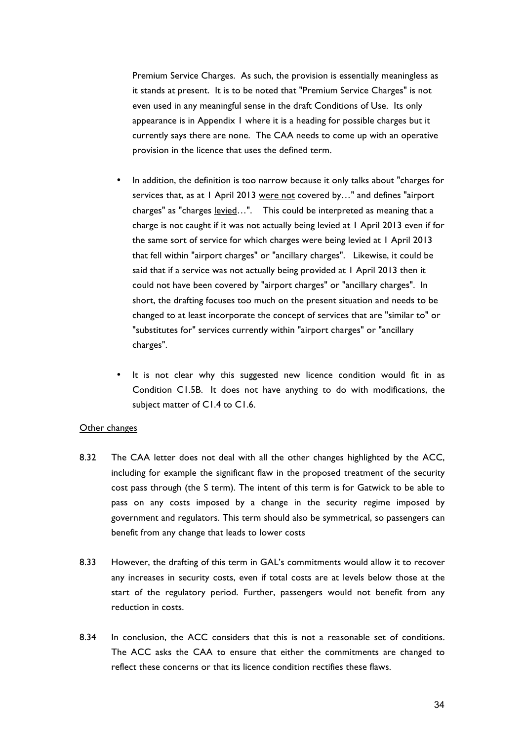Premium Service Charges. As such, the provision is essentially meaningless as it stands at present. It is to be noted that "Premium Service Charges" is not even used in any meaningful sense in the draft Conditions of Use. Its only appearance is in Appendix 1 where it is a heading for possible charges but it currently says there are none. The CAA needs to come up with an operative provision in the licence that uses the defined term.

- In addition, the definition is too narrow because it only talks about "charges for services that, as at 1 April 2013 <u>were not</u> covered by…" and defines "airport charges" as "charges <u>levied</u>…". This could be interpreted as meaning that a charge is not caught if it was not actually being levied at 1 April 2013 even if for the same sort of service for which charges were being levied at 1 April 2013 that fell within "airport charges" or "ancillary charges". Likewise, it could be said that if a service was not actually being provided at 1 April 2013 then it could not have been covered by "airport charges" or "ancillary charges". In short, the drafting focuses too much on the present situation and needs to be changed to at least incorporate the concept of services that are "similar to" or "substitutes for" services currently within "airport charges" or "ancillary charges".
- It is not clear why this suggested new licence condition would fit in as Condition C1.5B. It does not have anything to do with modifications, the subject matter of C1.4 to C1.6.

<u>Other changes</u>

8.32 The CAA letter does not deal with all the other changes highlighted by the ACC, including for example the significant flaw in the proposed treatment of the security cost pass through (the S term). The intent of this term is for Gatwick to be able to pass on any costs imposed by a change in the security regime imposed by government and regulators. This term should also be symmetrical, so passengers can benefit from any change that leads to lower costs

8.33 However, the drafting of this term in GAL's commitments would allow it to recover any increases in security costs, even if total costs are at levels below those at the start of the regulatory period. Further, passengers would not benefit from any reduction in costs.

8.34 In conclusion, the ACC considers that this is not a reasonable set of conditions. The ACC asks the CAA to ensure that either the commitments are changed to reflect these concerns or that its licence condition rectifies these flaws.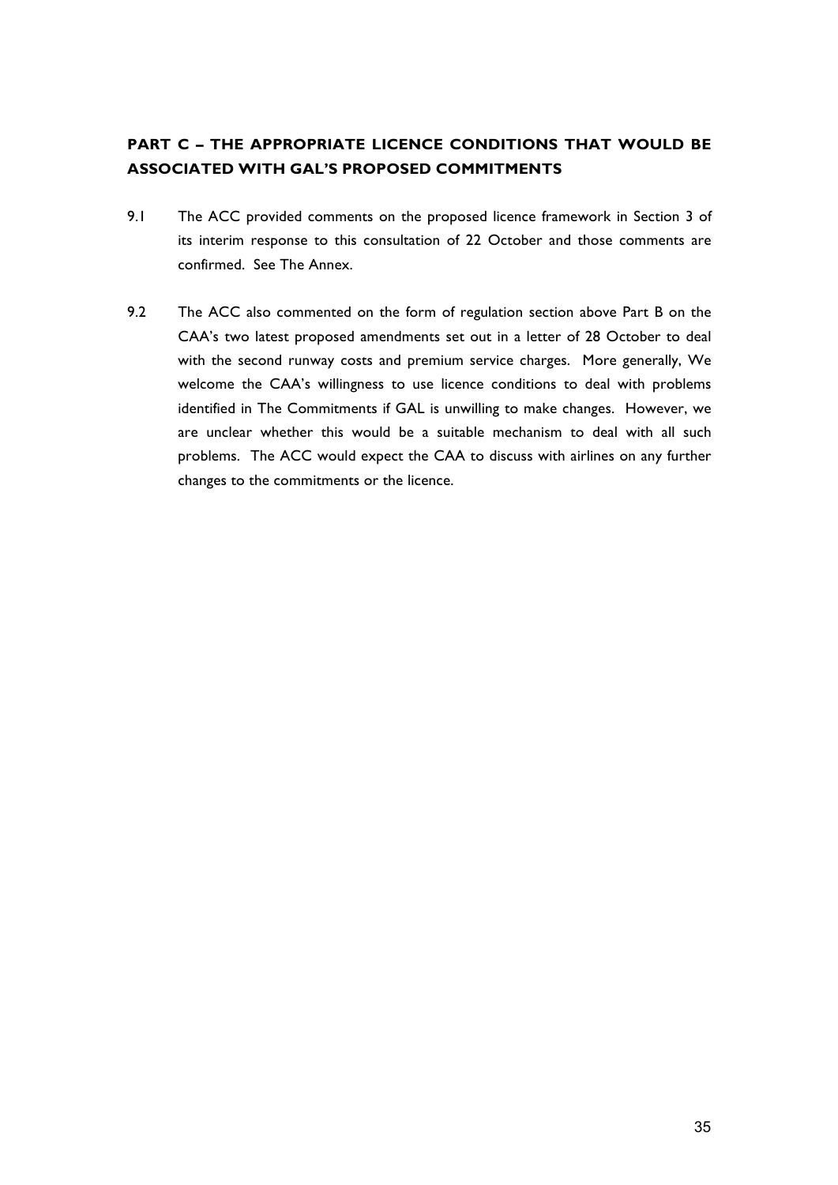## PART C – THE APPROPRIATE LICENCE CONDITIONS THAT WOULD BE ASSOCIATED WITH GAL'S PROPOSED COMMITMENTS

9.1 The ACC provided comments on the proposed licence framework in Section 3 of its interim response to this consultation of 22 October and those comments are confirmed. See The Annex.

9.2 The ACC also commented on the form of regulation section above Part B on the CAA's two latest proposed amendments set out in a letter of 28 October to deal with the second runway costs and premium service charges. More generally, We welcome the CAA's willingness to use licence conditions to deal with problems identified in The Commitments if GAL is unwilling to make changes. However, we are unclear whether this would be a suitable mechanism to deal with all such problems. The ACC would expect the CAA to discuss with airlines on any further changes to the commitments or the licence.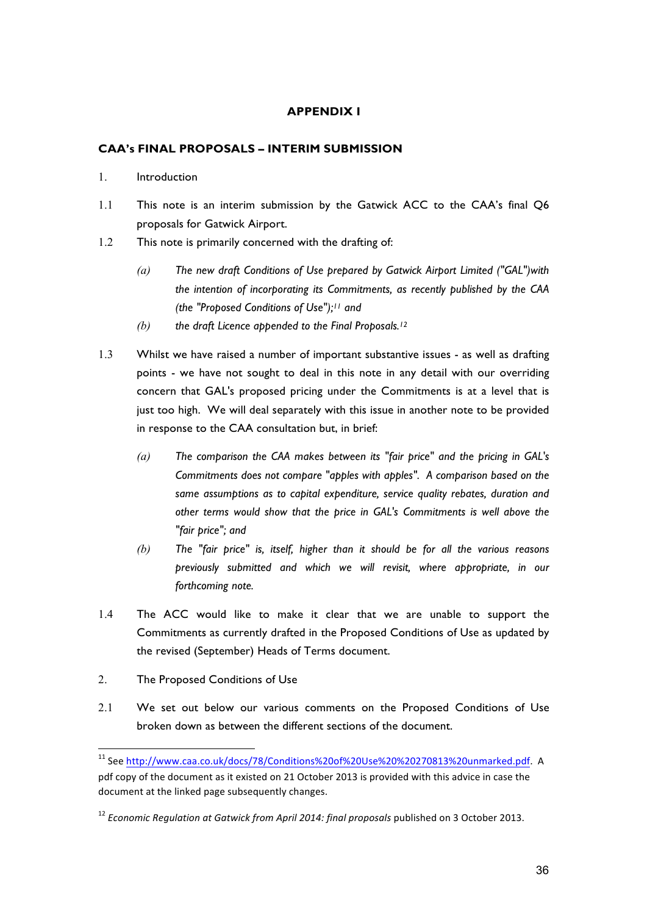## APPENDIX I

### CAA's FINAL PROPOSALS – INTERIM SUBMISSION

1. Introduction

1.1 This note is an interim submission by the Gatwick ACC to the CAA's final Q6 proposals for Gatwick Airport.

1.2 This note is primarily concerned with the drafting of:

> *(a)* *The new draft Conditions of Use prepared by Gatwick Airport Limited ("GAL")with the intention of incorporating its Commitments, as recently published by the CAA (the "Proposed Conditions of Use");*[11] *and*
>
> *(b)* *the draft Licence appended to the Final Proposals.*[12]

1.3 Whilst we have raised a number of important substantive issues - as well as drafting points - we have not sought to deal in this note in any detail with our overriding concern that GAL's proposed pricing under the Commitments is at a level that is just too high. We will deal separately with this issue in another note to be provided in response to the CAA consultation but, in brief:

> *(a)* *The comparison the CAA makes between its "fair price" and the pricing in GAL's Commitments does not compare "apples with apples". A comparison based on the same assumptions as to capital expenditure, service quality rebates, duration and other terms would show that the price in GAL's Commitments is well above the "fair price"; and*
>
> *(b)* *The "fair price" is, itself, higher than it should be for all the various reasons previously submitted and which we will revisit, where appropriate, in our forthcoming note.*

1.4 The ACC would like to make it clear that we are unable to support the Commitments as currently drafted in the Proposed Conditions of Use as updated by the revised (September) Heads of Terms document.

2. The Proposed Conditions of Use

2.1 We set out below our various comments on the Proposed Conditions of Use broken down as between the different sections of the document.

---

[11] See http://www.caa.co.uk/docs/78/Conditions%20of%20Use%20%20270813%20unmarked.pdf. A pdf copy of the document as it existed on 21 October 2013 is provided with this advice in case the document at the linked page subsequently changes.

[12] *Economic Regulation at Gatwick from April 2014: final proposals* published on 3 October 2013.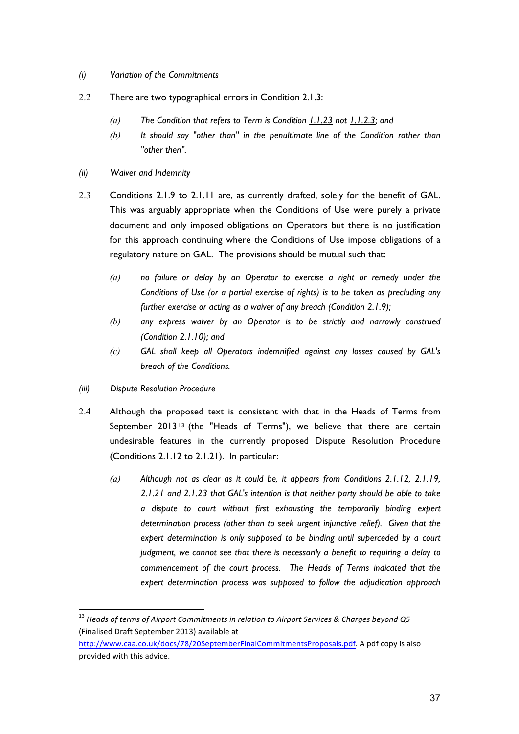*(i) Variation of the Commitments*

2.2 There are two typographical errors in Condition 2.1.3:

*(a) The Condition that refers to Term is Condition 1.1.23 not 1.1.2.3; and*

*(b) It should say "other than" in the penultimate line of the Condition rather than "other then".*

*(ii) Waiver and Indemnity*

2.3 Conditions 2.1.9 to 2.1.11 are, as currently drafted, solely for the benefit of GAL. This was arguably appropriate when the Conditions of Use were purely a private document and only imposed obligations on Operators but there is no justification for this approach continuing where the Conditions of Use impose obligations of a regulatory nature on GAL. The provisions should be mutual such that:

*(a) no failure or delay by an Operator to exercise a right or remedy under the Conditions of Use (or a partial exercise of rights) is to be taken as precluding any further exercise or acting as a waiver of any breach (Condition 2.1.9);*

*(b) any express waiver by an Operator is to be strictly and narrowly construed (Condition 2.1.10); and*

*(c) GAL shall keep all Operators indemnified against any losses caused by GAL's breach of the Conditions.*

*(iii) Dispute Resolution Procedure*

2.4 Although the proposed text is consistent with that in the Heads of Terms from September 2013[13] (the "Heads of Terms"), we believe that there are certain undesirable features in the currently proposed Dispute Resolution Procedure (Conditions 2.1.12 to 2.1.21). In particular:

*(a) Although not as clear as it could be, it appears from Conditions 2.1.12, 2.1.19, 2.1.21 and 2.1.23 that GAL's intention is that neither party should be able to take a dispute to court without first exhausting the temporarily binding expert determination process (other than to seek urgent injunctive relief). Given that the expert determination is only supposed to be binding until superceded by a court judgment, we cannot see that there is necessarily a benefit to requiring a delay to commencement of the court process. The Heads of Terms indicated that the expert determination process was supposed to follow the adjudication approach*

---

[13] *Heads of terms of Airport Commitments in relation to Airport Services & Charges beyond Q5* (Finalised Draft September 2013) available at http://www.caa.co.uk/docs/78/20SeptemberFinalCommitmentsProposals.pdf. A pdf copy is also provided with this advice.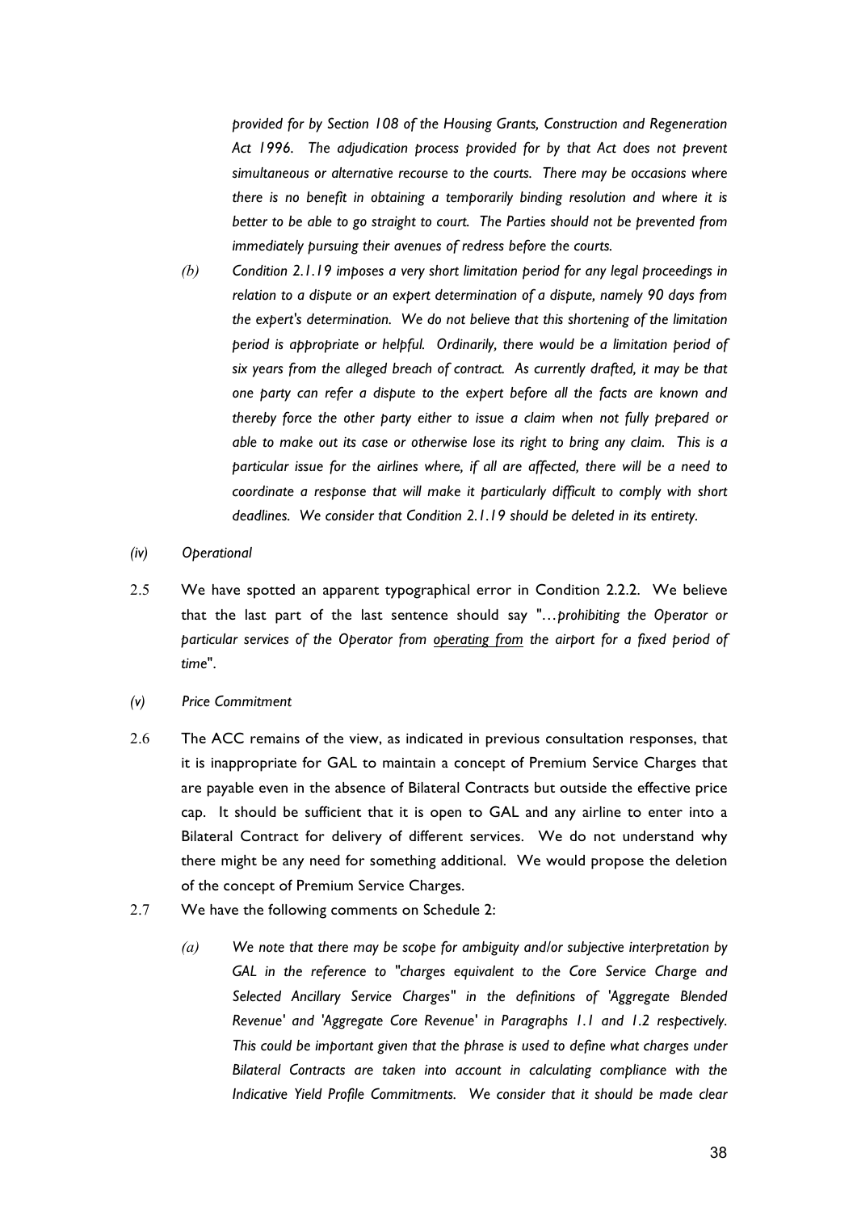*provided for by Section 108 of the Housing Grants, Construction and Regeneration Act 1996. The adjudication process provided for by that Act does not prevent simultaneous or alternative recourse to the courts. There may be occasions where there is no benefit in obtaining a temporarily binding resolution and where it is better to be able to go straight to court. The Parties should not be prevented from immediately pursuing their avenues of redress before the courts.*

*(b) Condition 2.1.19 imposes a very short limitation period for any legal proceedings in relation to a dispute or an expert determination of a dispute, namely 90 days from the expert's determination. We do not believe that this shortening of the limitation period is appropriate or helpful. Ordinarily, there would be a limitation period of six years from the alleged breach of contract. As currently drafted, it may be that one party can refer a dispute to the expert before all the facts are known and thereby force the other party either to issue a claim when not fully prepared or able to make out its case or otherwise lose its right to bring any claim. This is a particular issue for the airlines where, if all are affected, there will be a need to coordinate a response that will make it particularly difficult to comply with short deadlines. We consider that Condition 2.1.19 should be deleted in its entirety.*

*(iv) Operational*

2.5 We have spotted an apparent typographical error in Condition 2.2.2. We believe that the last part of the last sentence should say "*…prohibiting the Operator or particular services of the Operator from <u>operating from</u> the airport for a fixed period of time*".

*(v) Price Commitment*

2.6 The ACC remains of the view, as indicated in previous consultation responses, that it is inappropriate for GAL to maintain a concept of Premium Service Charges that are payable even in the absence of Bilateral Contracts but outside the effective price cap. It should be sufficient that it is open to GAL and any airline to enter into a Bilateral Contract for delivery of different services. We do not understand why there might be any need for something additional. We would propose the deletion of the concept of Premium Service Charges.

2.7 We have the following comments on Schedule 2:

*(a) We note that there may be scope for ambiguity and/or subjective interpretation by GAL in the reference to "charges equivalent to the Core Service Charge and Selected Ancillary Service Charges" in the definitions of 'Aggregate Blended Revenue' and 'Aggregate Core Revenue' in Paragraphs 1.1 and 1.2 respectively. This could be important given that the phrase is used to define what charges under Bilateral Contracts are taken into account in calculating compliance with the Indicative Yield Profile Commitments. We consider that it should be made clear*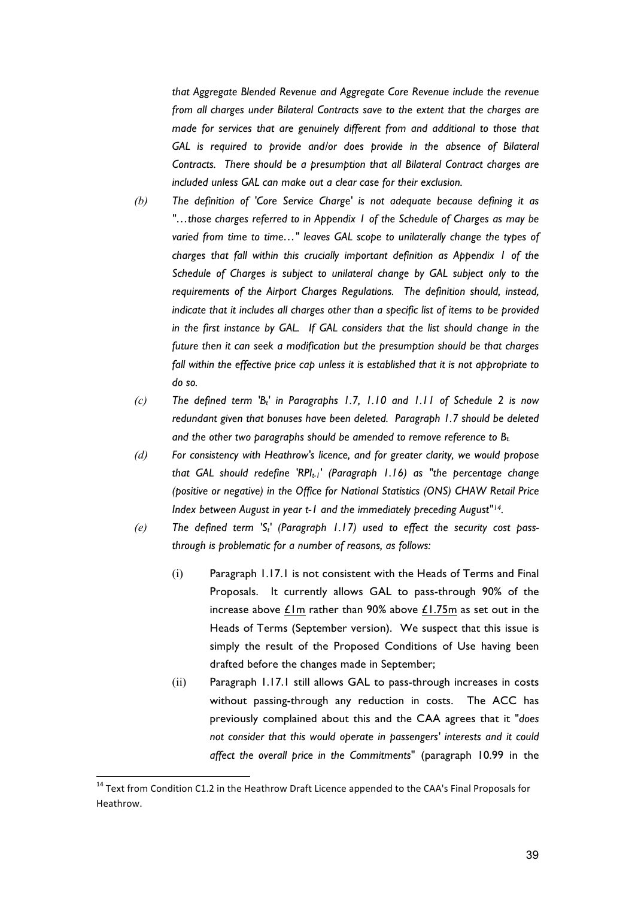*that Aggregate Blended Revenue and Aggregate Core Revenue include the revenue from all charges under Bilateral Contracts save to the extent that the charges are made for services that are genuinely different from and additional to those that GAL is required to provide and/or does provide in the absence of Bilateral Contracts. There should be a presumption that all Bilateral Contract charges are included unless GAL can make out a clear case for their exclusion.*

*(b) The definition of 'Core Service Charge' is not adequate because defining it as "…those charges referred to in Appendix 1 of the Schedule of Charges as may be varied from time to time…" leaves GAL scope to unilaterally change the types of charges that fall within this crucially important definition as Appendix 1 of the Schedule of Charges is subject to unilateral change by GAL subject only to the requirements of the Airport Charges Regulations. The definition should, instead, indicate that it includes all charges other than a specific list of items to be provided in the first instance by GAL. If GAL considers that the list should change in the future then it can seek a modification but the presumption should be that charges fall within the effective price cap unless it is established that it is not appropriate to do so.*

*(c) The defined term '$B_t$' in Paragraphs 1.7, 1.10 and 1.11 of Schedule 2 is now redundant given that bonuses have been deleted. Paragraph 1.7 should be deleted and the other two paragraphs should be amended to remove reference to $B_t$.*

*(d) For consistency with Heathrow's licence, and for greater clarity, we would propose that GAL should redefine '$RPI_{t-1}$' (Paragraph 1.16) as "the percentage change (positive or negative) in the Office for National Statistics (ONS) CHAW Retail Price Index between August in year t-1 and the immediately preceding August"[14].*

*(e) The defined term '$S_t$' (Paragraph 1.17) used to effect the security cost pass-through is problematic for a number of reasons, as follows:*

(i) Paragraph 1.17.1 is not consistent with the Heads of Terms and Final Proposals. It currently allows GAL to pass-through 90% of the increase above £1m rather than 90% above £1.75m as set out in the Heads of Terms (September version). We suspect that this issue is simply the result of the Proposed Conditions of Use having been drafted before the changes made in September;

(ii) Paragraph 1.17.1 still allows GAL to pass-through increases in costs without passing-through any reduction in costs. The ACC has previously complained about this and the CAA agrees that it "*does not consider that this would operate in passengers' interests and it could affect the overall price in the Commitments*" (paragraph 10.99 in the

[14] Text from Condition C1.2 in the Heathrow Draft Licence appended to the CAA's Final Proposals for Heathrow.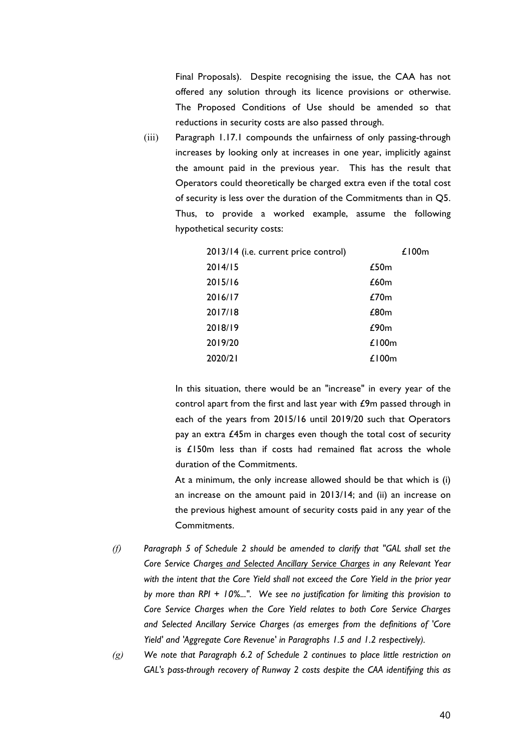Final Proposals). Despite recognising the issue, the CAA has not offered any solution through its licence provisions or otherwise. The Proposed Conditions of Use should be amended so that reductions in security costs are also passed through.

(iii) Paragraph 1.17.1 compounds the unfairness of only passing-through increases by looking only at increases in one year, implicitly against the amount paid in the previous year. This has the result that Operators could theoretically be charged extra even if the total cost of security is less over the duration of the Commitments than in Q5. Thus, to provide a worked example, assume the following hypothetical security costs:

| | |
|---|---|
| 2013/14 (i.e. current price control) | £100m |
| 2014/15 | £50m |
| 2015/16 | £60m |
| 2016/17 | £70m |
| 2017/18 | £80m |
| 2018/19 | £90m |
| 2019/20 | £100m |
| 2020/21 | £100m |

In this situation, there would be an "increase" in every year of the control apart from the first and last year with £9m passed through in each of the years from 2015/16 until 2019/20 such that Operators pay an extra £45m in charges even though the total cost of security is £150m less than if costs had remained flat across the whole duration of the Commitments.

At a minimum, the only increase allowed should be that which is (i) an increase on the amount paid in 2013/14; and (ii) an increase on the previous highest amount of security costs paid in any year of the Commitments.

*(f) Paragraph 5 of Schedule 2 should be amended to clarify that "GAL shall set the Core Service Charges and Selected Ancillary Service Charges in any Relevant Year with the intent that the Core Yield shall not exceed the Core Yield in the prior year by more than RPI + 10%...". We see no justification for limiting this provision to Core Service Charges when the Core Yield relates to both Core Service Charges and Selected Ancillary Service Charges (as emerges from the definitions of 'Core Yield' and 'Aggregate Core Revenue' in Paragraphs 1.5 and 1.2 respectively).*

*(g) We note that Paragraph 6.2 of Schedule 2 continues to place little restriction on GAL's pass-through recovery of Runway 2 costs despite the CAA identifying this as*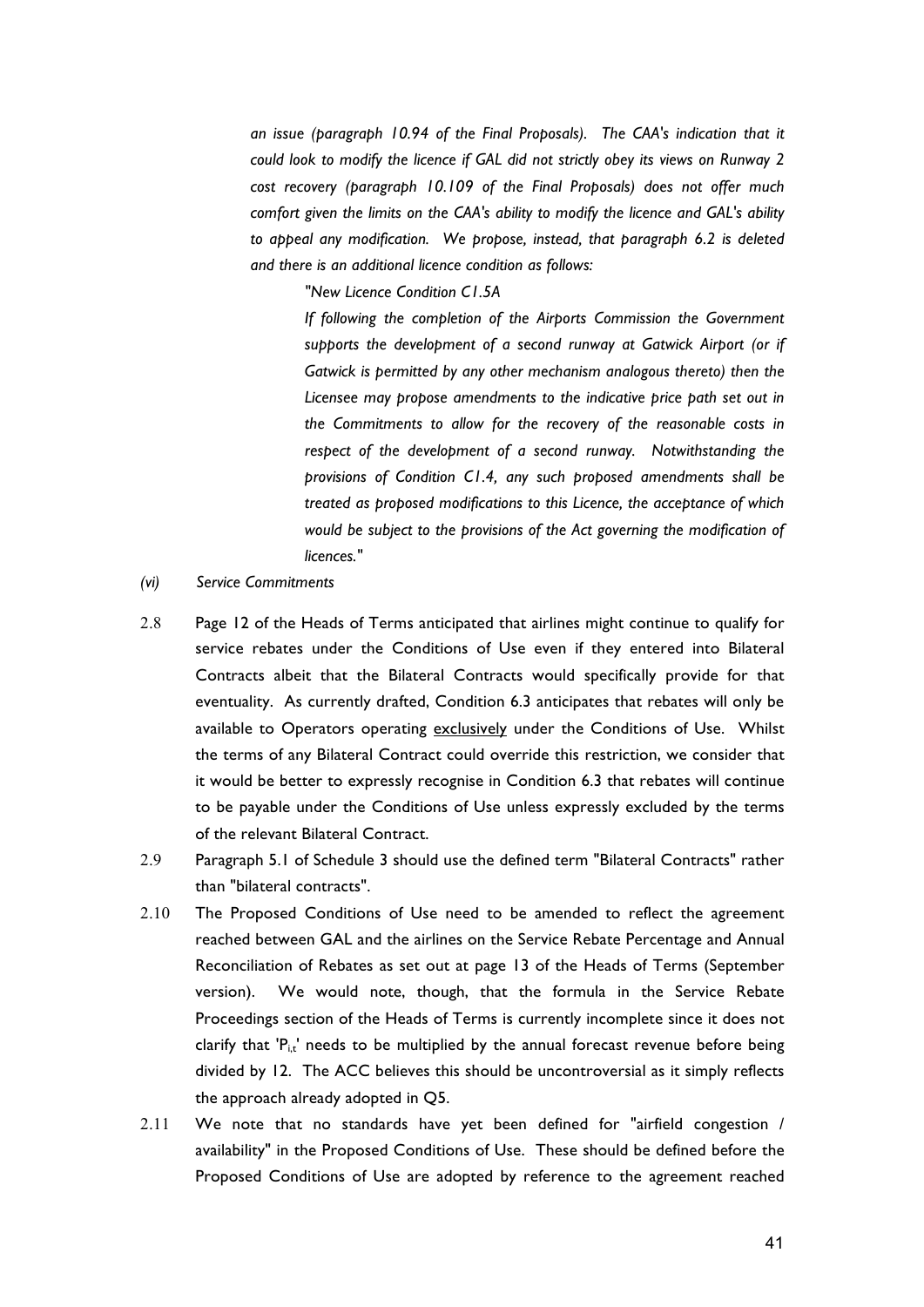*an issue (paragraph 10.94 of the Final Proposals). The CAA's indication that it could look to modify the licence if GAL did not strictly obey its views on Runway 2 cost recovery (paragraph 10.109 of the Final Proposals) does not offer much comfort given the limits on the CAA's ability to modify the licence and GAL's ability to appeal any modification. We propose, instead, that paragraph 6.2 is deleted and there is an additional licence condition as follows:*

> *"New Licence Condition C1.5A*
>
> *If following the completion of the Airports Commission the Government supports the development of a second runway at Gatwick Airport (or if Gatwick is permitted by any other mechanism analogous thereto) then the Licensee may propose amendments to the indicative price path set out in the Commitments to allow for the recovery of the reasonable costs in respect of the development of a second runway. Notwithstanding the provisions of Condition C1.4, any such proposed amendments shall be treated as proposed modifications to this Licence, the acceptance of which would be subject to the provisions of the Act governing the modification of licences."*

*(vi) Service Commitments*

2.8 Page 12 of the Heads of Terms anticipated that airlines might continue to qualify for service rebates under the Conditions of Use even if they entered into Bilateral Contracts albeit that the Bilateral Contracts would specifically provide for that eventuality. As currently drafted, Condition 6.3 anticipates that rebates will only be available to Operators operating <u>exclusively</u> under the Conditions of Use. Whilst the terms of any Bilateral Contract could override this restriction, we consider that it would be better to expressly recognise in Condition 6.3 that rebates will continue to be payable under the Conditions of Use unless expressly excluded by the terms of the relevant Bilateral Contract.

2.9 Paragraph 5.1 of Schedule 3 should use the defined term "Bilateral Contracts" rather than "bilateral contracts".

2.10 The Proposed Conditions of Use need to be amended to reflect the agreement reached between GAL and the airlines on the Service Rebate Percentage and Annual Reconciliation of Rebates as set out at page 13 of the Heads of Terms (September version). We would note, though, that the formula in the Service Rebate Proceedings section of the Heads of Terms is currently incomplete since it does not clarify that '$P_{i,t}$' needs to be multiplied by the annual forecast revenue before being divided by 12. The ACC believes this should be uncontroversial as it simply reflects the approach already adopted in Q5.

2.11 We note that no standards have yet been defined for "airfield congestion / availability" in the Proposed Conditions of Use. These should be defined before the Proposed Conditions of Use are adopted by reference to the agreement reached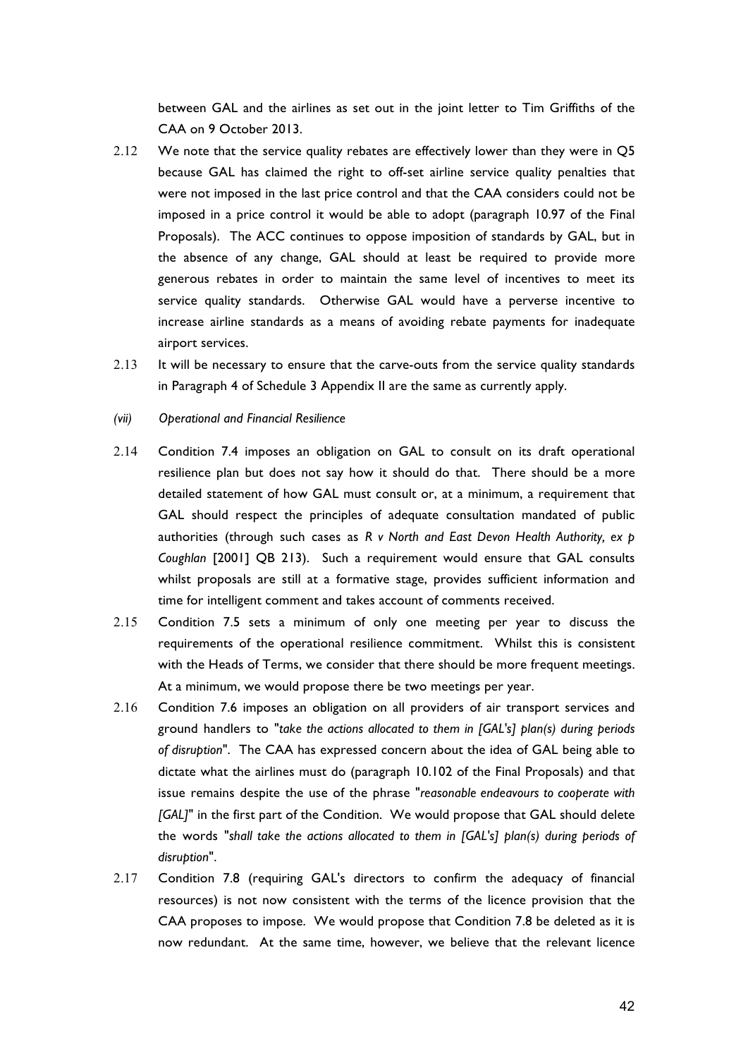between GAL and the airlines as set out in the joint letter to Tim Griffiths of the CAA on 9 October 2013.

2.12 We note that the service quality rebates are effectively lower than they were in Q5 because GAL has claimed the right to off-set airline service quality penalties that were not imposed in the last price control and that the CAA considers could not be imposed in a price control it would be able to adopt (paragraph 10.97 of the Final Proposals). The ACC continues to oppose imposition of standards by GAL, but in the absence of any change, GAL should at least be required to provide more generous rebates in order to maintain the same level of incentives to meet its service quality standards. Otherwise GAL would have a perverse incentive to increase airline standards as a means of avoiding rebate payments for inadequate airport services.

2.13 It will be necessary to ensure that the carve-outs from the service quality standards in Paragraph 4 of Schedule 3 Appendix II are the same as currently apply.

*(vii) Operational and Financial Resilience*

2.14 Condition 7.4 imposes an obligation on GAL to consult on its draft operational resilience plan but does not say how it should do that. There should be a more detailed statement of how GAL must consult or, at a minimum, a requirement that GAL should respect the principles of adequate consultation mandated of public authorities (through such cases as *R v North and East Devon Health Authority, ex p Coughlan* [2001] QB 213). Such a requirement would ensure that GAL consults whilst proposals are still at a formative stage, provides sufficient information and time for intelligent comment and takes account of comments received.

2.15 Condition 7.5 sets a minimum of only one meeting per year to discuss the requirements of the operational resilience commitment. Whilst this is consistent with the Heads of Terms, we consider that there should be more frequent meetings. At a minimum, we would propose there be two meetings per year.

2.16 Condition 7.6 imposes an obligation on all providers of air transport services and ground handlers to "*take the actions allocated to them in [GAL's] plan(s) during periods of disruption*". The CAA has expressed concern about the idea of GAL being able to dictate what the airlines must do (paragraph 10.102 of the Final Proposals) and that issue remains despite the use of the phrase "*reasonable endeavours to cooperate with [GAL]*" in the first part of the Condition. We would propose that GAL should delete the words "*shall take the actions allocated to them in [GAL's] plan(s) during periods of disruption*".

2.17 Condition 7.8 (requiring GAL's directors to confirm the adequacy of financial resources) is not now consistent with the terms of the licence provision that the CAA proposes to impose. We would propose that Condition 7.8 be deleted as it is now redundant. At the same time, however, we believe that the relevant licence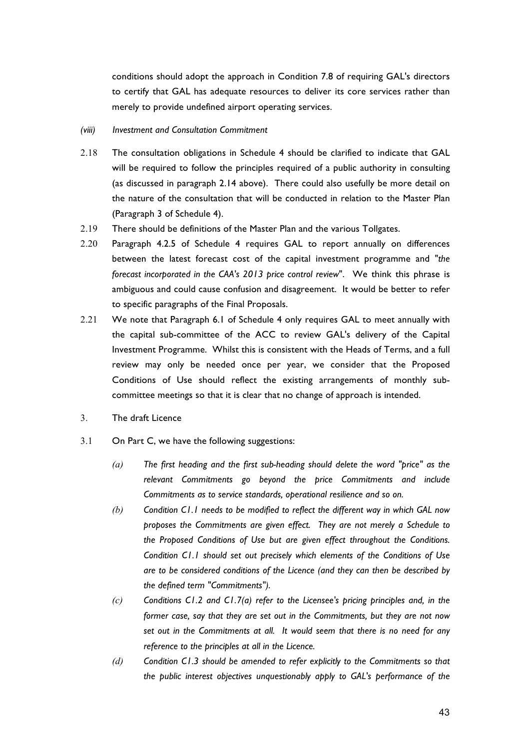conditions should adopt the approach in Condition 7.8 of requiring GAL's directors to certify that GAL has adequate resources to deliver its core services rather than merely to provide undefined airport operating services.

*(viii) Investment and Consultation Commitment*

2.18 The consultation obligations in Schedule 4 should be clarified to indicate that GAL will be required to follow the principles required of a public authority in consulting (as discussed in paragraph 2.14 above). There could also usefully be more detail on the nature of the consultation that will be conducted in relation to the Master Plan (Paragraph 3 of Schedule 4).

2.19 There should be definitions of the Master Plan and the various Tollgates.

2.20 Paragraph 4.2.5 of Schedule 4 requires GAL to report annually on differences between the latest forecast cost of the capital investment programme and "*the forecast incorporated in the CAA's 2013 price control review*". We think this phrase is ambiguous and could cause confusion and disagreement. It would be better to refer to specific paragraphs of the Final Proposals.

2.21 We note that Paragraph 6.1 of Schedule 4 only requires GAL to meet annually with the capital sub-committee of the ACC to review GAL's delivery of the Capital Investment Programme. Whilst this is consistent with the Heads of Terms, and a full review may only be needed once per year, we consider that the Proposed Conditions of Use should reflect the existing arrangements of monthly sub-committee meetings so that it is clear that no change of approach is intended.

3. The draft Licence

3.1 On Part C, we have the following suggestions:

*(a) The first heading and the first sub-heading should delete the word "price" as the relevant Commitments go beyond the price Commitments and include Commitments as to service standards, operational resilience and so on.*

*(b) Condition C1.1 needs to be modified to reflect the different way in which GAL now proposes the Commitments are given effect. They are not merely a Schedule to the Proposed Conditions of Use but are given effect throughout the Conditions. Condition C1.1 should set out precisely which elements of the Conditions of Use are to be considered conditions of the Licence (and they can then be described by the defined term "Commitments").*

*(c) Conditions C1.2 and C1.7(a) refer to the Licensee's pricing principles and, in the former case, say that they are set out in the Commitments, but they are not now set out in the Commitments at all. It would seem that there is no need for any reference to the principles at all in the Licence.*

*(d) Condition C1.3 should be amended to refer explicitly to the Commitments so that the public interest objectives unquestionably apply to GAL's performance of the*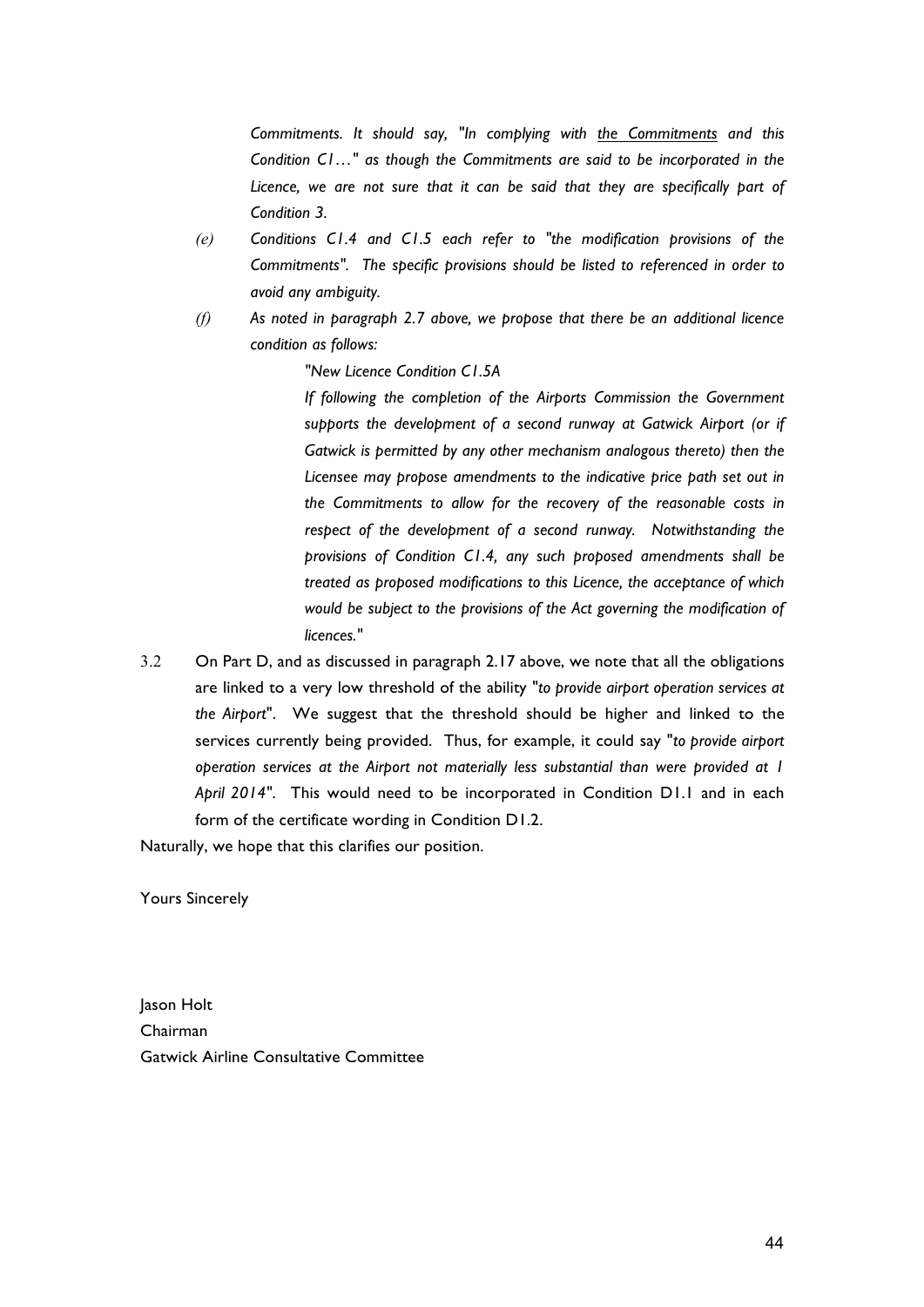*Commitments. It should say, "In complying with <u>the Commitments</u> and this Condition C1…" as though the Commitments are said to be incorporated in the Licence, we are not sure that it can be said that they are specifically part of Condition 3.*

*(e) Conditions C1.4 and C1.5 each refer to "the modification provisions of the Commitments". The specific provisions should be listed to referenced in order to avoid any ambiguity.*

*(f) As noted in paragraph 2.7 above, we propose that there be an additional licence condition as follows:*

> *"New Licence Condition C1.5A*
>
> *If following the completion of the Airports Commission the Government supports the development of a second runway at Gatwick Airport (or if Gatwick is permitted by any other mechanism analogous thereto) then the Licensee may propose amendments to the indicative price path set out in the Commitments to allow for the recovery of the reasonable costs in respect of the development of a second runway. Notwithstanding the provisions of Condition C1.4, any such proposed amendments shall be treated as proposed modifications to this Licence, the acceptance of which would be subject to the provisions of the Act governing the modification of licences."*

3.2 On Part D, and as discussed in paragraph 2.17 above, we note that all the obligations are linked to a very low threshold of the ability "*to provide airport operation services at the Airport*". We suggest that the threshold should be higher and linked to the services currently being provided. Thus, for example, it could say "*to provide airport operation services at the Airport not materially less substantial than were provided at 1 April 2014*". This would need to be incorporated in Condition D1.1 and in each form of the certificate wording in Condition D1.2.

Naturally, we hope that this clarifies our position.

Yours Sincerely

Jason Holt
Chairman
Gatwick Airline Consultative Committee